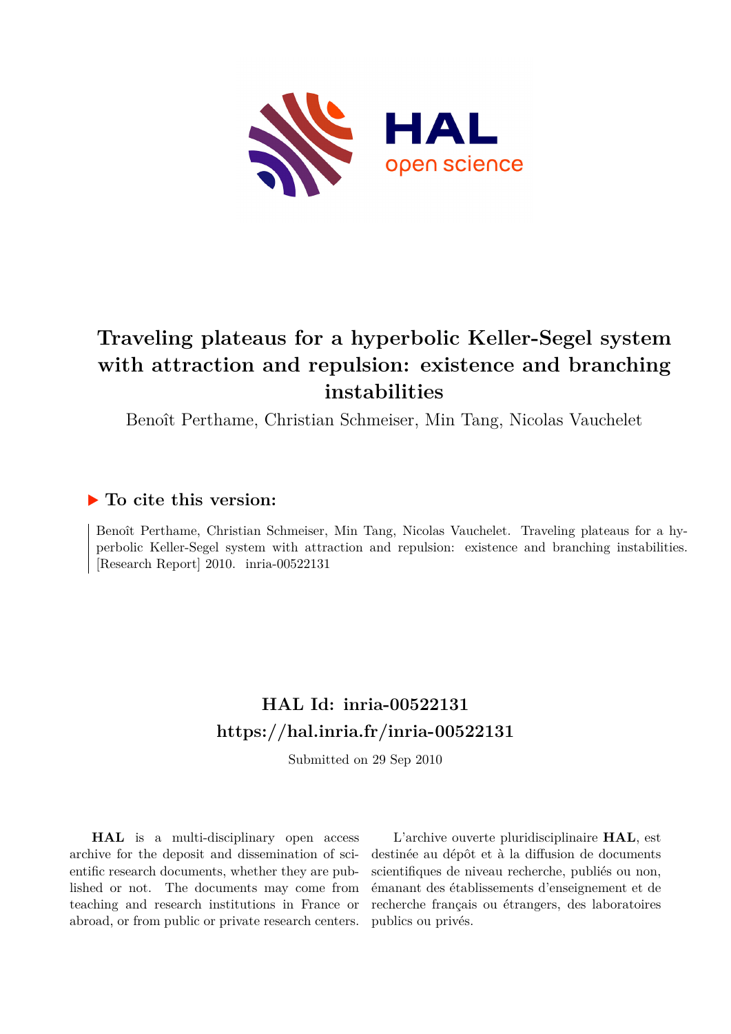# Traveling plateaus for a hyperbolic Keller-Segel system with attraction and repulsion: existence and branching instabilities

Benoît Perthame, Christian Schmeiser, Min Tang, Nicolas Vauchelet

## ▶ To cite this version:

Benoît Perthame, Christian Schmeiser, Min Tang, Nicolas Vauchelet. Traveling plateaus for a hyperbolic Keller-Segel system with attraction and repulsion: existence and branching instabilities. [Research Report] 2010. inria-00522131

## HAL Id: inria-00522131

## https://hal.inria.fr/inria-00522131

Submitted on 29 Sep 2010

**HAL** is a multi-disciplinary open access archive for the deposit and dissemination of scientific research documents, whether they are published or not. The documents may come from teaching and research institutions in France or abroad, or from public or private research centers.

L'archive ouverte pluridisciplinaire **HAL**, est destinée au dépôt et à la diffusion de documents scientifiques de niveau recherche, publiés ou non, émanant des établissements d'enseignement et de recherche français ou étrangers, des laboratoires publics ou privés.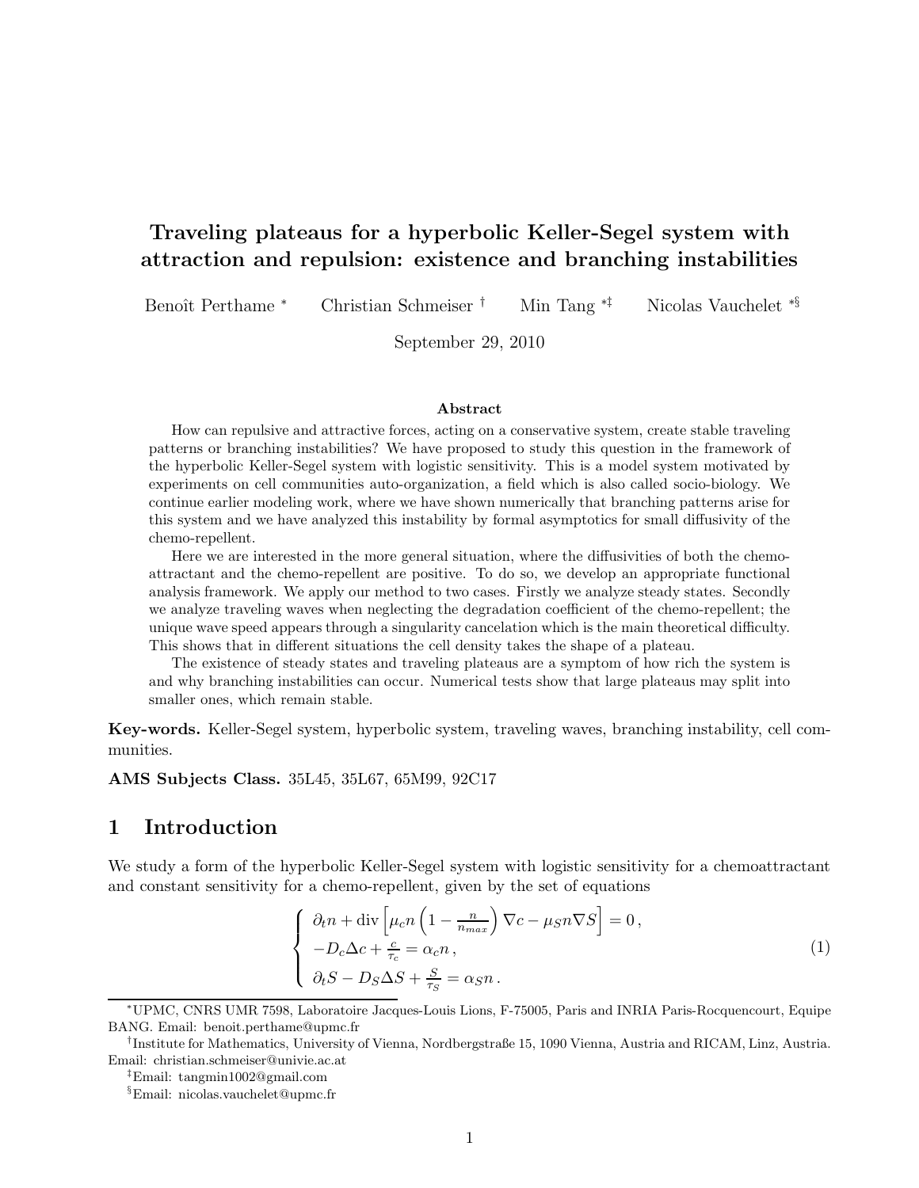# Traveling plateaus for a hyperbolic Keller-Segel system with attraction and repulsion: existence and branching instabilities

Benoît Perthame [*] Christian Schmeiser [†] Min Tang [*‡] Nicolas Vauchelet [*§]

September 29, 2010

### Abstract

How can repulsive and attractive forces, acting on a conservative system, create stable traveling patterns or branching instabilities? We have proposed to study this question in the framework of the hyperbolic Keller-Segel system with logistic sensitivity. This is a model system motivated by experiments on cell communities auto-organization, a field which is also called socio-biology. We continue earlier modeling work, where we have shown numerically that branching patterns arise for this system and we have analyzed this instability by formal asymptotics for small diffusivity of the chemo-repellent.

Here we are interested in the more general situation, where the diffusivities of both the chemo-attractant and the chemo-repellent are positive. To do so, we develop an appropriate functional analysis framework. We apply our method to two cases. Firstly we analyze steady states. Secondly we analyze traveling waves when neglecting the degradation coefficient of the chemo-repellent; the unique wave speed appears through a singularity cancelation which is the main theoretical difficulty. This shows that in different situations the cell density takes the shape of a plateau.

The existence of steady states and traveling plateaus are a symptom of how rich the system is and why branching instabilities can occur. Numerical tests show that large plateaus may split into smaller ones, which remain stable.

**Key-words.** Keller-Segel system, hyperbolic system, traveling waves, branching instability, cell communities.

**AMS Subjects Class.** 35L45, 35L67, 65M99, 92C17

## 1 Introduction

We study a form of the hyperbolic Keller-Segel system with logistic sensitivity for a chemoattractant and constant sensitivity for a chemo-repellent, given by the set of equations

$$
\begin{cases}
\partial_t n + \operatorname{div}\left[\mu_c n \left(1 - \frac{n}{n_{max}}\right) \nabla c - \mu_S n \nabla S\right] = 0\,, \\
-D_c \Delta c + \frac{c}{\tau_c} = \alpha_c n\,, \\
\partial_t S - D_S \Delta S + \frac{S}{\tau_S} = \alpha_S n\,.
\end{cases}
\tag{1}
$$

[*] UPMC, CNRS UMR 7598, Laboratoire Jacques-Louis Lions, F-75005, Paris and INRIA Paris-Rocquencourt, Equipe BANG. Email: benoit.perthame@upmc.fr

[†] Institute for Mathematics, University of Vienna, Nordbergstraße 15, 1090 Vienna, Austria and RICAM, Linz, Austria. Email: christian.schmeiser@univie.ac.at

[‡] Email: tangmin1002@gmail.com

[§] Email: nicolas.vauchelet@upmc.fr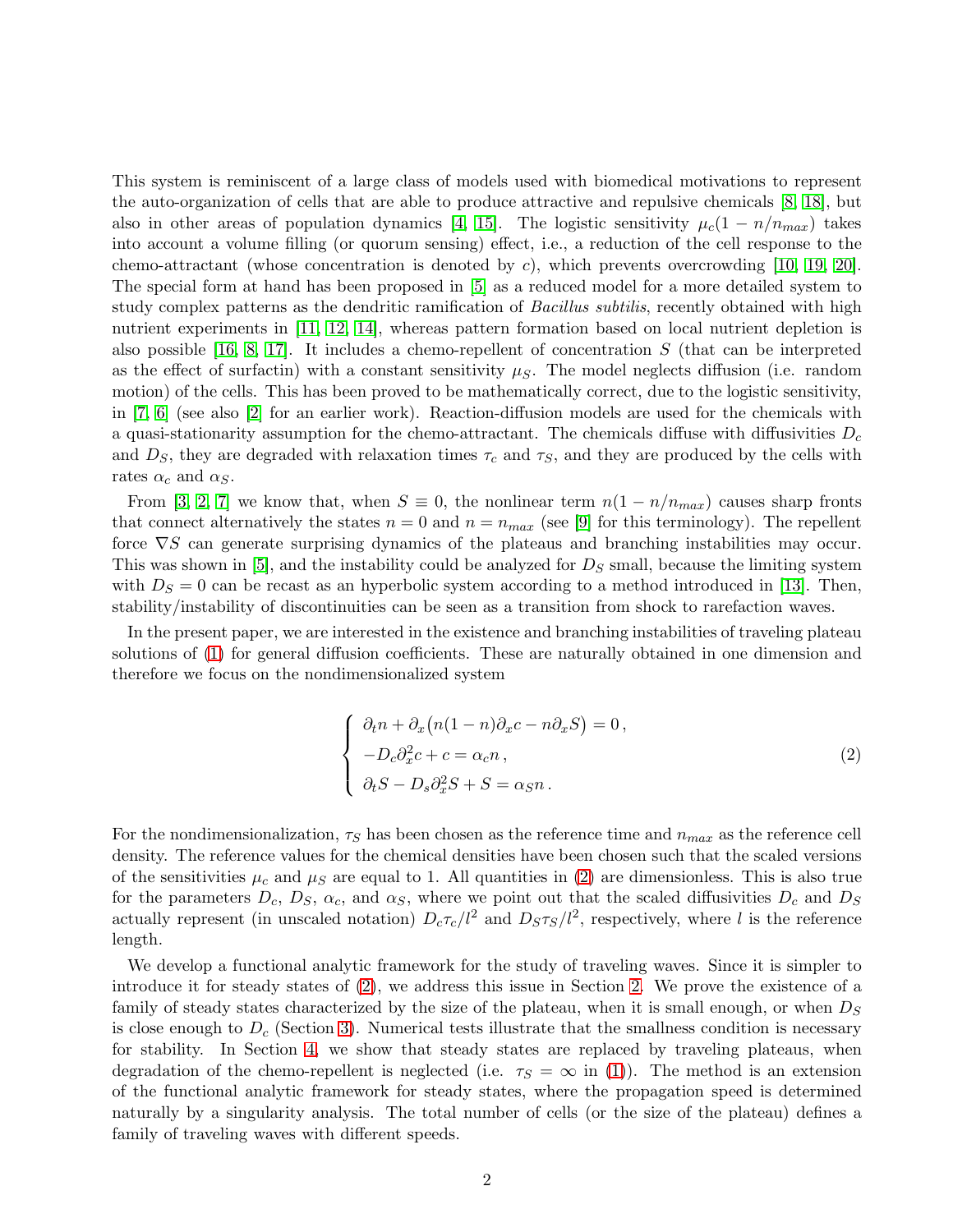This system is reminiscent of a large class of models used with biomedical motivations to represent the auto-organization of cells that are able to produce attractive and repulsive chemicals [8, 18], but also in other areas of population dynamics [4, 15]. The logistic sensitivity $\mu_c(1 - n/n_{max})$ takes into account a volume filling (or quorum sensing) effect, i.e., a reduction of the cell response to the chemo-attractant (whose concentration is denoted by $c$), which prevents overcrowding [10, 19, 20]. The special form at hand has been proposed in [5] as a reduced model for a more detailed system to study complex patterns as the dendritic ramification of *Bacillus subtilis*, recently obtained with high nutrient experiments in [11, 12, 14], whereas pattern formation based on local nutrient depletion is also possible [16, 8, 17]. It includes a chemo-repellent of concentration $S$ (that can be interpreted as the effect of surfactin) with a constant sensitivity $\mu_S$. The model neglects diffusion (i.e. random motion) of the cells. This has been proved to be mathematically correct, due to the logistic sensitivity, in [7, 6] (see also [2] for an earlier work). Reaction-diffusion models are used for the chemicals with a quasi-stationarity assumption for the chemo-attractant. The chemicals diffuse with diffusivities $D_c$ and $D_S$, they are degraded with relaxation times $\tau_c$ and $\tau_S$, and they are produced by the cells with rates $\alpha_c$ and $\alpha_S$.

From [3, 2, 7] we know that, when $S \equiv 0$, the nonlinear term $n(1 - n/n_{max})$ causes sharp fronts that connect alternatively the states $n = 0$ and $n = n_{max}$ (see [9] for this terminology). The repellent force $\nabla S$ can generate surprising dynamics of the plateaus and branching instabilities may occur. This was shown in [5], and the instability could be analyzed for $D_S$ small, because the limiting system with $D_S = 0$ can be recast as an hyperbolic system according to a method introduced in [13]. Then, stability/instability of discontinuities can be seen as a transition from shock to rarefaction waves.

In the present paper, we are interested in the existence and branching instabilities of traveling plateau solutions of (1) for general diffusion coefficients. These are naturally obtained in one dimension and therefore we focus on the nondimensionalized system

$$
\begin{cases}
\partial_t n + \partial_x\big(n(1-n)\partial_x c - n\partial_x S\big) = 0\,, \\
-D_c\partial_x^2 c + c = \alpha_c n\,, \\
\partial_t S - D_s\partial_x^2 S + S = \alpha_S n\,.
\end{cases}
\tag{2}
$$

For the nondimensionalization, $\tau_S$ has been chosen as the reference time and $n_{max}$ as the reference cell density. The reference values for the chemical densities have been chosen such that the scaled versions of the sensitivities $\mu_c$ and $\mu_S$ are equal to 1. All quantities in (2) are dimensionless. This is also true for the parameters $D_c$, $D_S$, $\alpha_c$, and $\alpha_S$, where we point out that the scaled diffusivities $D_c$ and $D_S$ actually represent (in unscaled notation) $D_c\tau_c/l^2$ and $D_S\tau_S/l^2$, respectively, where $l$ is the reference length.

We develop a functional analytic framework for the study of traveling waves. Since it is simpler to introduce it for steady states of (2), we address this issue in Section 2. We prove the existence of a family of steady states characterized by the size of the plateau, when it is small enough, or when $D_S$ is close enough to $D_c$ (Section 3). Numerical tests illustrate that the smallness condition is necessary for stability. In Section 4, we show that steady states are replaced by traveling plateaus, when degradation of the chemo-repellent is neglected (i.e. $\tau_S = \infty$ in (1)). The method is an extension of the functional analytic framework for steady states, where the propagation speed is determined naturally by a singularity analysis. The total number of cells (or the size of the plateau) defines a family of traveling waves with different speeds.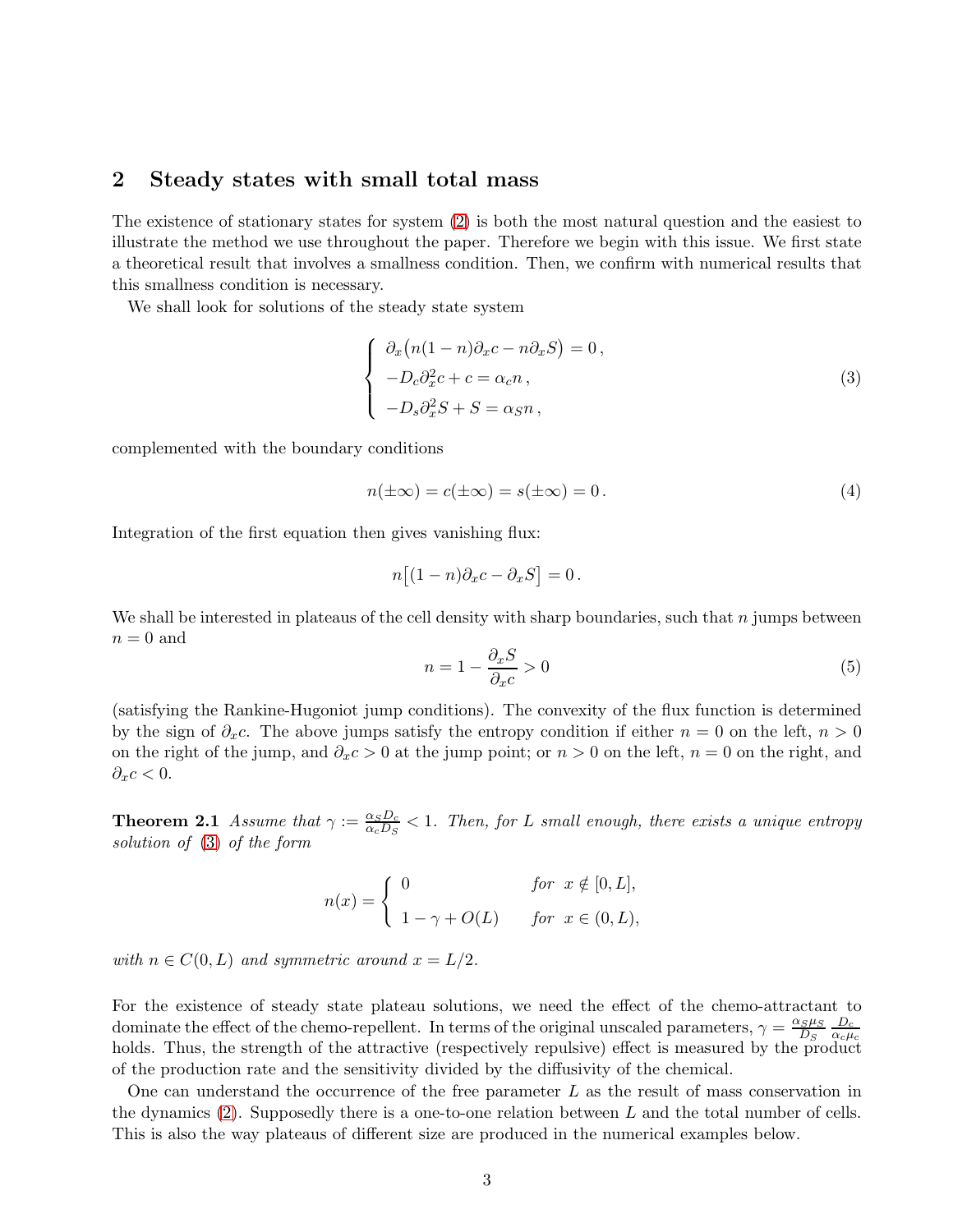## 2 Steady states with small total mass

The existence of stationary states for system (2) is both the most natural question and the easiest to illustrate the method we use throughout the paper. Therefore we begin with this issue. We first state a theoretical result that involves a smallness condition. Then, we confirm with numerical results that this smallness condition is necessary.

We shall look for solutions of the steady state system

$$
\begin{cases}
\partial_x\big(n(1-n)\partial_x c - n\partial_x S\big) = 0\,,\\
-D_c\partial_x^2 c + c = \alpha_c n\,,\\
-D_s\partial_x^2 S + S = \alpha_S n\,,
\end{cases}
\tag{3}
$$

complemented with the boundary conditions

$$
n(\pm\infty) = c(\pm\infty) = s(\pm\infty) = 0\,. \tag{4}
$$

Integration of the first equation then gives vanishing flux:

$$
n\big[(1-n)\partial_x c - \partial_x S\big] = 0\,.
$$

We shall be interested in plateaus of the cell density with sharp boundaries, such that $n$ jumps between $n = 0$ and

$$
n = 1 - \frac{\partial_x S}{\partial_x c} > 0 \tag{5}
$$

(satisfying the Rankine-Hugoniot jump conditions). The convexity of the flux function is determined by the sign of $\partial_x c$. The above jumps satisfy the entropy condition if either $n = 0$ on the left, $n > 0$ on the right of the jump, and $\partial_x c > 0$ at the jump point; or $n > 0$ on the left, $n = 0$ on the right, and $\partial_x c < 0$.

**Theorem 2.1** *Assume that $\gamma := \frac{\alpha_S D_c}{\alpha_c D_S} < 1$. Then, for $L$ small enough, there exists a unique entropy solution of (3) of the form*

$$
n(x) = \begin{cases}
0 & \text{for } x \notin [0, L],\\
1 - \gamma + O(L) & \text{for } x \in (0, L),
\end{cases}
$$

*with $n \in C(0, L)$ and symmetric around $x = L/2$.*

For the existence of steady state plateau solutions, we need the effect of the chemo-attractant to dominate the effect of the chemo-repellent. In terms of the original unscaled parameters, $\gamma = \frac{\alpha_S \mu_S}{D_S} \frac{D_c}{\alpha_c \mu_c}$ holds. Thus, the strength of the attractive (respectively repulsive) effect is measured by the product of the production rate and the sensitivity divided by the diffusivity of the chemical.

One can understand the occurrence of the free parameter $L$ as the result of mass conservation in the dynamics (2). Supposedly there is a one-to-one relation between $L$ and the total number of cells. This is also the way plateaus of different size are produced in the numerical examples below.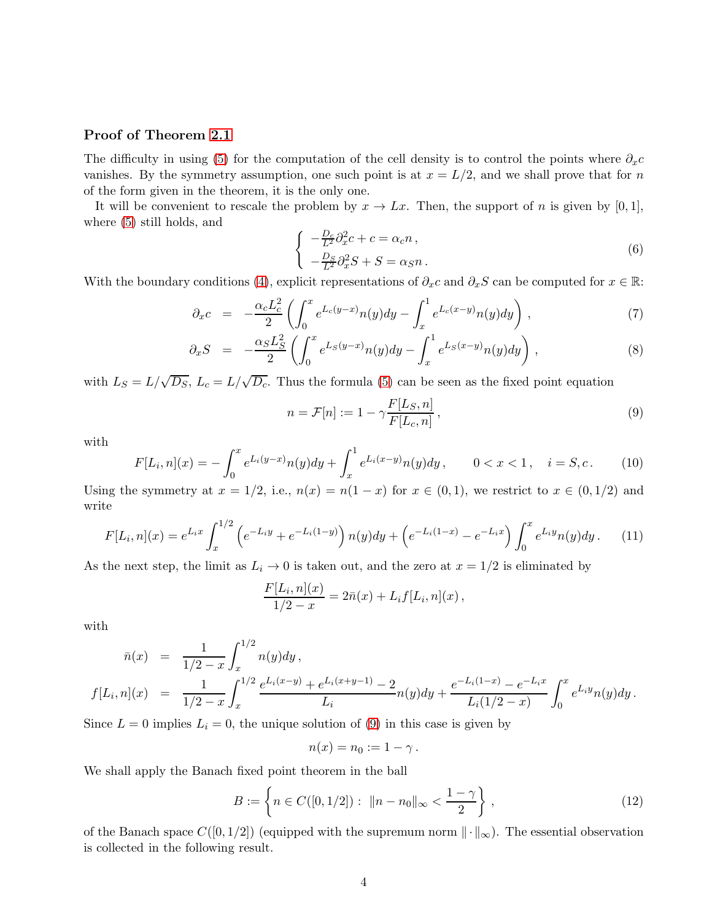### Proof of Theorem 2.1

The difficulty in using (5) for the computation of the cell density is to control the points where $\partial_x c$ vanishes. By the symmetry assumption, one such point is at $x = L/2$, and we shall prove that for $n$ of the form given in the theorem, it is the only one.

It will be convenient to rescale the problem by $x \to Lx$. Then, the support of $n$ is given by $[0,1]$, where (5) still holds, and

$$\begin{cases} -\frac{D_c}{L^2}\partial_x^2 c + c = \alpha_c n\,, \\ -\frac{D_S}{L^2}\partial_x^2 S + S = \alpha_S n\,. \end{cases} \tag{6}$$

With the boundary conditions (4), explicit representations of $\partial_x c$ and $\partial_x S$ can be computed for $x \in \mathbb{R}$:

$$\partial_x c = -\frac{\alpha_c L_c^2}{2}\left(\int_0^x e^{L_c(y-x)}n(y)dy - \int_x^1 e^{L_c(x-y)}n(y)dy\right), \tag{7}$$

$$\partial_x S = -\frac{\alpha_S L_S^2}{2}\left(\int_0^x e^{L_S(y-x)}n(y)dy - \int_x^1 e^{L_S(x-y)}n(y)dy\right), \tag{8}$$

with $L_S = L/\sqrt{D_S}$, $L_c = L/\sqrt{D_c}$. Thus the formula (5) can be seen as the fixed point equation

$$n = \mathcal{F}[n] := 1 - \gamma\frac{F[L_S,n]}{F[L_c,n]}\,, \tag{9}$$

with

$$F[L_i,n](x) = -\int_0^x e^{L_i(y-x)}n(y)dy + \int_x^1 e^{L_i(x-y)}n(y)dy\,, \qquad 0<x<1\,, \quad i = S,c\,. \tag{10}$$

Using the symmetry at $x = 1/2$, i.e., $n(x) = n(1-x)$ for $x \in (0,1)$, we restrict to $x \in (0,1/2)$ and write

$$F[L_i,n](x) = e^{L_i x}\int_x^{1/2}\left(e^{-L_i y} + e^{-L_i(1-y)}\right)n(y)dy + \left(e^{-L_i(1-x)} - e^{-L_i x}\right)\int_0^x e^{L_i y}n(y)dy\,. \tag{11}$$

As the next step, the limit as $L_i \to 0$ is taken out, and the zero at $x = 1/2$ is eliminated by

$$\frac{F[L_i,n](x)}{1/2-x} = 2\bar{n}(x) + L_i f[L_i,n](x)\,,$$

with

$$\bar{n}(x) = \frac{1}{1/2-x}\int_x^{1/2} n(y)dy\,,$$

$$f[L_i,n](x) = \frac{1}{1/2-x}\int_x^{1/2}\frac{e^{L_i(x-y)} + e^{L_i(x+y-1)} - 2}{L_i}n(y)dy + \frac{e^{-L_i(1-x)} - e^{-L_i x}}{L_i(1/2-x)}\int_0^x e^{L_i y}n(y)dy\,.$$

Since $L = 0$ implies $L_i = 0$, the unique solution of (9) in this case is given by

$$n(x) = n_0 := 1-\gamma\,.$$

We shall apply the Banach fixed point theorem in the ball

$$B := \left\{ n \in C([0,1/2]) :\ \|n - n_0\|_\infty < \frac{1-\gamma}{2}\right\}, \tag{12}$$

of the Banach space $C([0,1/2])$ (equipped with the supremum norm $\|\cdot\|_\infty$). The essential observation is collected in the following result.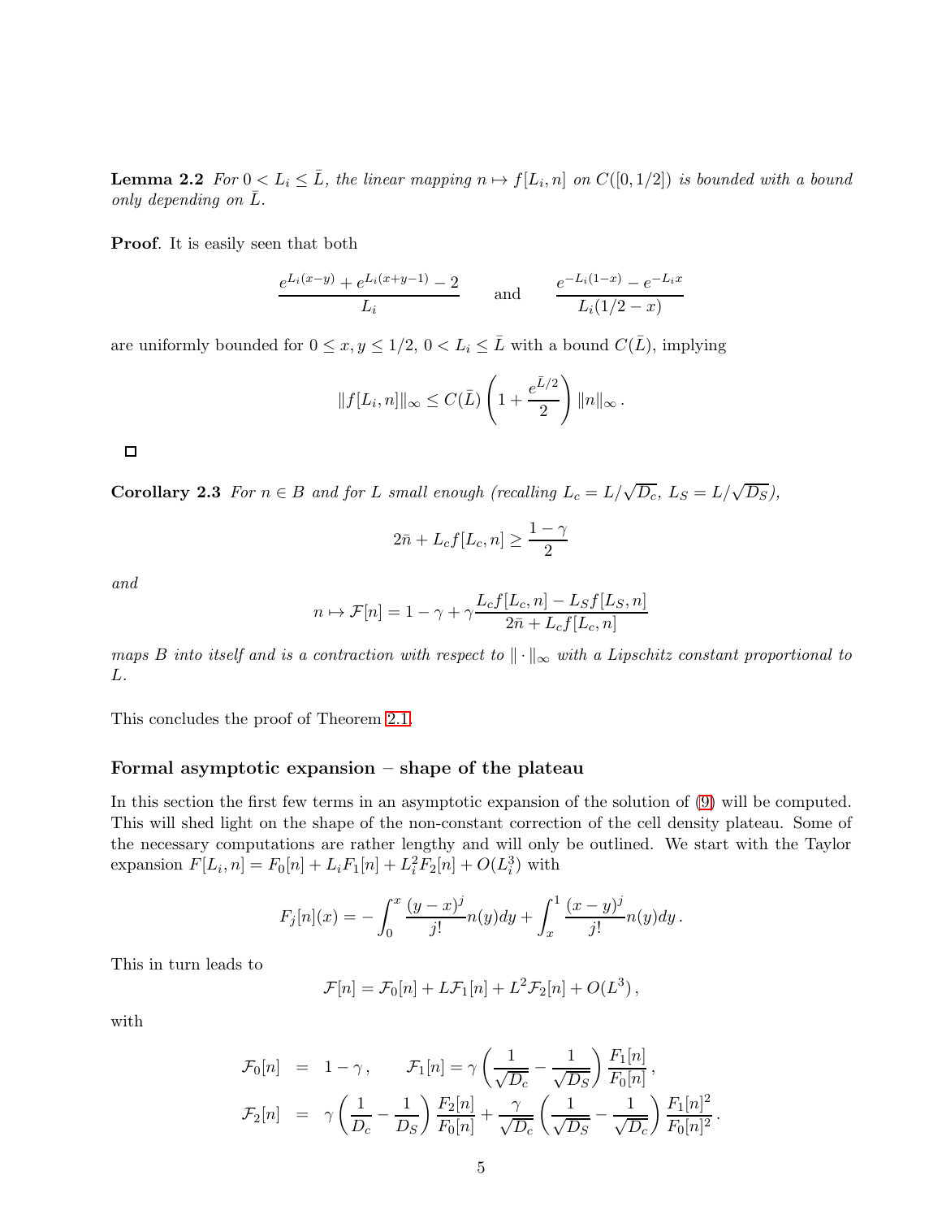**Lemma 2.2** *For $0 < L_i \le \bar{L}$, the linear mapping $n \mapsto f[L_i, n]$ on $C([0,1/2])$ is bounded with a bound only depending on $\bar{L}$.*

**Proof**. It is easily seen that both

$$\frac{e^{L_i(x-y)} + e^{L_i(x+y-1)} - 2}{L_i} \qquad \text{and} \qquad \frac{e^{-L_i(1-x)} - e^{-L_i x}}{L_i(1/2 - x)}$$

are uniformly bounded for $0 \le x, y \le 1/2$, $0 < L_i \le \bar{L}$ with a bound $C(\bar{L})$, implying

$$\|f[L_i, n]\|_\infty \le C(\bar{L}) \left(1 + \frac{e^{\bar{L}/2}}{2}\right) \|n\|_\infty .$$

□

**Corollary 2.3** *For $n \in B$ and for $L$ small enough (recalling $L_c = L/\sqrt{D_c}$, $L_S = L/\sqrt{D_S}$),*

$$2\bar{n} + L_c f[L_c, n] \ge \frac{1-\gamma}{2}$$

*and*

$$n \mapsto \mathcal{F}[n] = 1 - \gamma + \gamma \frac{L_c f[L_c, n] - L_S f[L_S, n]}{2\bar{n} + L_c f[L_c, n]}$$

*maps $B$ into itself and is a contraction with respect to $\|\cdot\|_\infty$ with a Lipschitz constant proportional to $L$.*

This concludes the proof of Theorem 2.1.

### Formal asymptotic expansion – shape of the plateau

In this section the first few terms in an asymptotic expansion of the solution of (9) will be computed. This will shed light on the shape of the non-constant correction of the cell density plateau. Some of the necessary computations are rather lengthy and will only be outlined. We start with the Taylor expansion $F[L_i, n] = F_0[n] + L_i F_1[n] + L_i^2 F_2[n] + O(L_i^3)$ with

$$F_j[n](x) = -\int_0^x \frac{(y-x)^j}{j!} n(y)dy + \int_x^1 \frac{(x-y)^j}{j!} n(y)dy .$$

This in turn leads to

$$\mathcal{F}[n] = \mathcal{F}_0[n] + L\mathcal{F}_1[n] + L^2 \mathcal{F}_2[n] + O(L^3) ,$$

with

$$\begin{aligned}
\mathcal{F}_0[n] &= 1 - \gamma , \qquad \mathcal{F}_1[n] = \gamma \left(\frac{1}{\sqrt{D_c}} - \frac{1}{\sqrt{D_S}}\right) \frac{F_1[n]}{F_0[n]} , \\
\mathcal{F}_2[n] &= \gamma \left(\frac{1}{D_c} - \frac{1}{D_S}\right) \frac{F_2[n]}{F_0[n]} + \frac{\gamma}{\sqrt{D_c}} \left(\frac{1}{\sqrt{D_S}} - \frac{1}{\sqrt{D_c}}\right) \frac{F_1[n]^2}{F_0[n]^2} .
\end{aligned}$$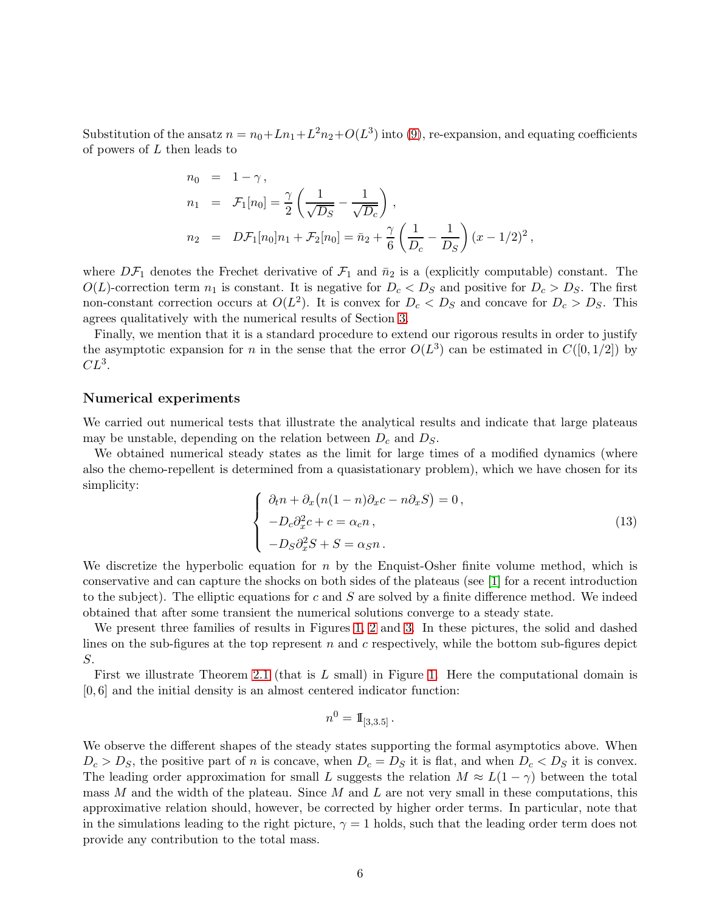Substitution of the ansatz $n = n_0 + Ln_1 + L^2 n_2 + O(L^3)$ into (9), re-expansion, and equating coefficients of powers of $L$ then leads to

$$
\begin{aligned}
n_0 &= 1-\gamma\,, \\
n_1 &= \mathcal{F}_1[n_0] = \frac{\gamma}{2}\left(\frac{1}{\sqrt{D_S}} - \frac{1}{\sqrt{D_c}}\right), \\
n_2 &= D\mathcal{F}_1[n_0]n_1 + \mathcal{F}_2[n_0] = \bar{n}_2 + \frac{\gamma}{6}\left(\frac{1}{D_c} - \frac{1}{D_S}\right)(x-1/2)^2\,,
\end{aligned}
$$

where $D\mathcal{F}_1$ denotes the Frechet derivative of $\mathcal{F}_1$ and $\bar{n}_2$ is a (explicitly computable) constant. The $O(L)$-correction term $n_1$ is constant. It is negative for $D_c < D_S$ and positive for $D_c > D_S$. The first non-constant correction occurs at $O(L^2)$. It is convex for $D_c < D_S$ and concave for $D_c > D_S$. This agrees qualitatively with the numerical results of Section 3.

Finally, we mention that it is a standard procedure to extend our rigorous results in order to justify the asymptotic expansion for $n$ in the sense that the error $O(L^3)$ can be estimated in $C([0,1/2])$ by $CL^3$.

## Numerical experiments

We carried out numerical tests that illustrate the analytical results and indicate that large plateaus may be unstable, depending on the relation between $D_c$ and $D_S$.

We obtained numerical steady states as the limit for large times of a modified dynamics (where also the chemo-repellent is determined from a quasistationary problem), which we have chosen for its simplicity:

$$
\begin{cases}
\partial_t n + \partial_x\big(n(1-n)\partial_x c - n\partial_x S\big) = 0\,, \\
-D_c\partial_x^2 c + c = \alpha_c n\,, \\
-D_S\partial_x^2 S + S = \alpha_S n\,.
\end{cases} \tag{13}
$$

We discretize the hyperbolic equation for $n$ by the Enquist-Osher finite volume method, which is conservative and can capture the shocks on both sides of the plateaus (see [1] for a recent introduction to the subject). The elliptic equations for $c$ and $S$ are solved by a finite difference method. We indeed obtained that after some transient the numerical solutions converge to a steady state.

We present three families of results in Figures 1, 2 and 3. In these pictures, the solid and dashed lines on the sub-figures at the top represent $n$ and $c$ respectively, while the bottom sub-figures depict $S$.

First we illustrate Theorem 2.1 (that is $L$ small) in Figure 1. Here the computational domain is $[0,6]$ and the initial density is an almost centered indicator function:

$$
n^0 = \mathbb{I}_{[3,3.5]}\,.
$$

We observe the different shapes of the steady states supporting the formal asymptotics above. When $D_c > D_S$, the positive part of $n$ is concave, when $D_c = D_S$ it is flat, and when $D_c < D_S$ it is convex. The leading order approximation for small $L$ suggests the relation $M \approx L(1-\gamma)$ between the total mass $M$ and the width of the plateau. Since $M$ and $L$ are not very small in these computations, this approximative relation should, however, be corrected by higher order terms. In particular, note that in the simulations leading to the right picture, $\gamma = 1$ holds, such that the leading order term does not provide any contribution to the total mass.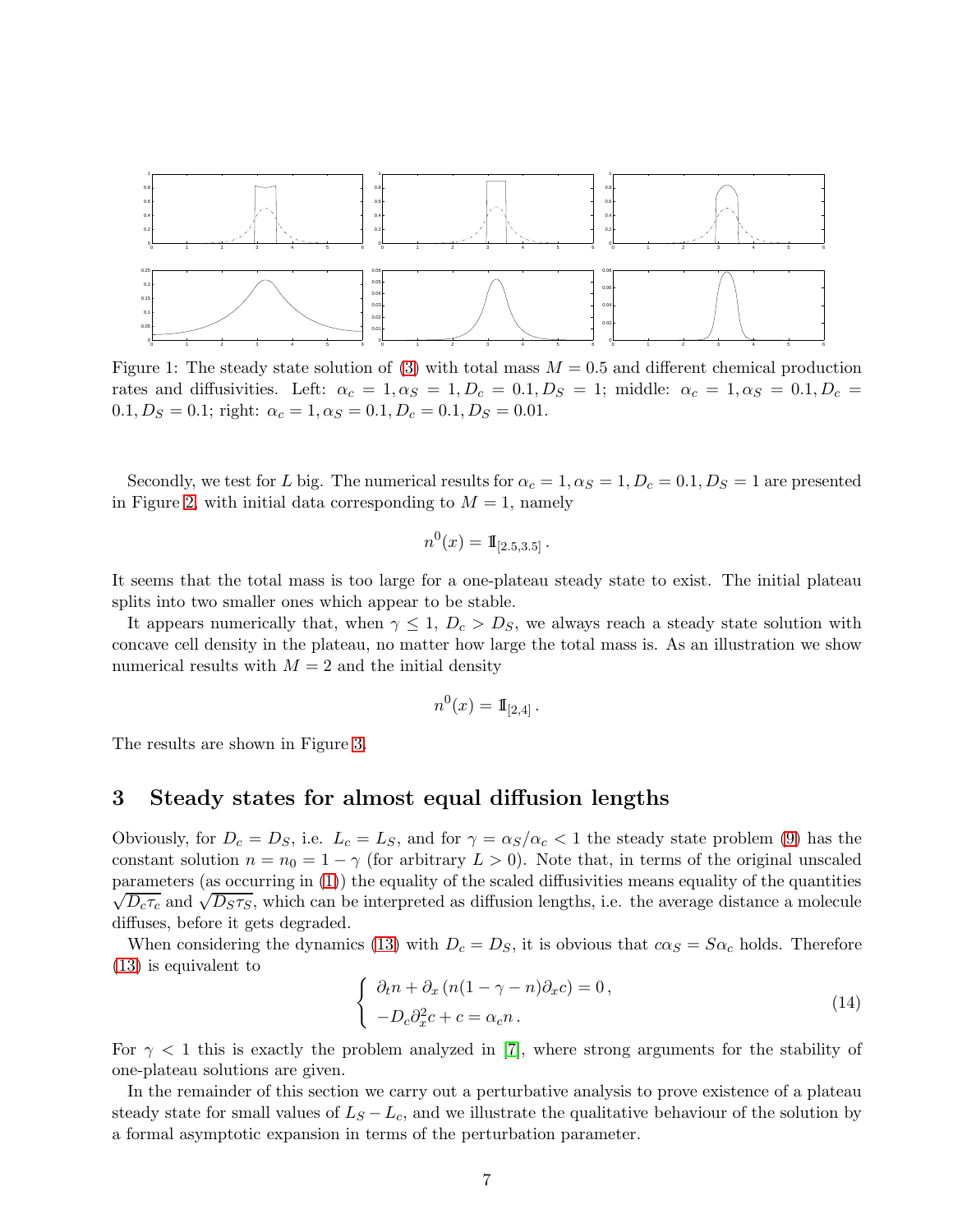Figure 1: The steady state solution of (3) with total mass $M = 0.5$ and different chemical production rates and diffusivities. Left: $\alpha_c = 1, \alpha_S = 1, D_c = 0.1, D_S = 1$; middle: $\alpha_c = 1, \alpha_S = 0.1, D_c = 0.1, D_S = 0.1$; right: $\alpha_c = 1, \alpha_S = 0.1, D_c = 0.1, D_S = 0.01$.

Secondly, we test for $L$ big. The numerical results for $\alpha_c = 1, \alpha_S = 1, D_c = 0.1, D_S = 1$ are presented in Figure 2, with initial data corresponding to $M = 1$, namely

$$n^0(x) = \mathbb{1}_{[2.5,3.5]}\,.$$

It seems that the total mass is too large for a one-plateau steady state to exist. The initial plateau splits into two smaller ones which appear to be stable.

It appears numerically that, when $\gamma \le 1$, $D_c > D_S$, we always reach a steady state solution with concave cell density in the plateau, no matter how large the total mass is. As an illustration we show numerical results with $M = 2$ and the initial density

$$n^0(x) = \mathbb{1}_{[2,4]}\,.$$

The results are shown in Figure 3.

## 3 Steady states for almost equal diffusion lengths

Obviously, for $D_c = D_S$, i.e. $L_c = L_S$, and for $\gamma = \alpha_S/\alpha_c < 1$ the steady state problem (9) has the constant solution $n = n_0 = 1 - \gamma$ (for arbitrary $L > 0$). Note that, in terms of the original unscaled parameters (as occurring in (1)) the equality of the scaled diffusivities means equality of the quantities $\sqrt{D_c\tau_c}$ and $\sqrt{D_S\tau_S}$, which can be interpreted as diffusion lengths, i.e. the average distance a molecule diffuses, before it gets degraded.

When considering the dynamics (13) with $D_c = D_S$, it is obvious that $c\alpha_S = S\alpha_c$ holds. Therefore (13) is equivalent to

$$\begin{cases} \partial_t n + \partial_x \left(n(1-\gamma-n)\partial_x c\right) = 0\,, \\ -D_c\partial_x^2 c + c = \alpha_c n\,. \end{cases} \tag{14}$$

For $\gamma < 1$ this is exactly the problem analyzed in [7], where strong arguments for the stability of one-plateau solutions are given.

In the remainder of this section we carry out a perturbative analysis to prove existence of a plateau steady state for small values of $L_S - L_c$, and we illustrate the qualitative behaviour of the solution by a formal asymptotic expansion in terms of the perturbation parameter.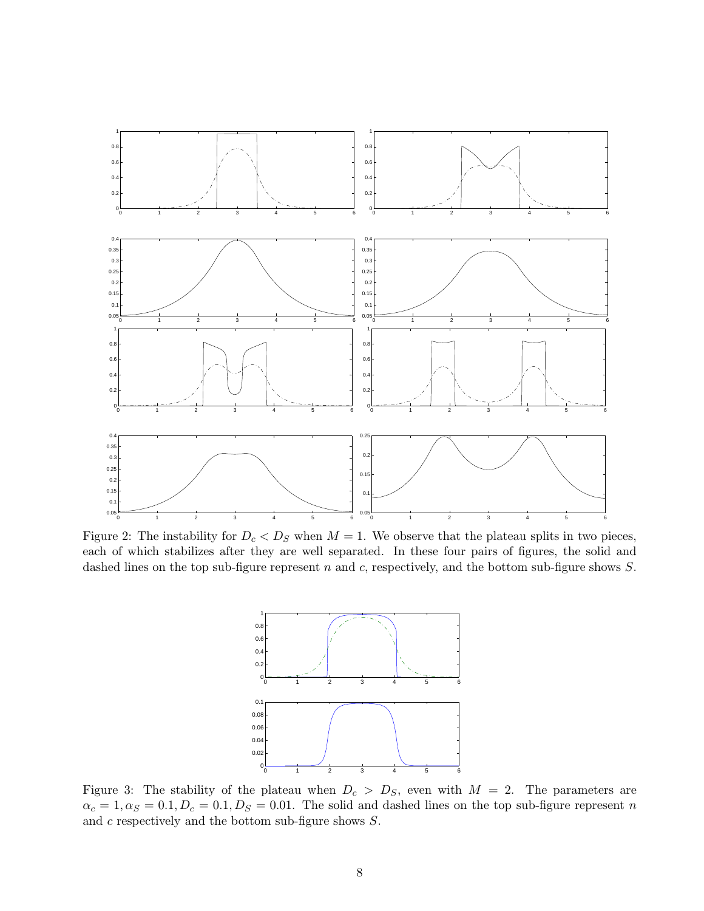Figure 2: The instability for $D_c < D_S$ when $M = 1$. We observe that the plateau splits in two pieces, each of which stabilizes after they are well separated. In these four pairs of figures, the solid and dashed lines on the top sub-figure represent $n$ and $c$, respectively, and the bottom sub-figure shows $S$.

Figure 3: The stability of the plateau when $D_c > D_S$, even with $M = 2$. The parameters are $\alpha_c = 1, \alpha_S = 0.1, D_c = 0.1, D_S = 0.01$. The solid and dashed lines on the top sub-figure represent $n$ and $c$ respectively and the bottom sub-figure shows $S$.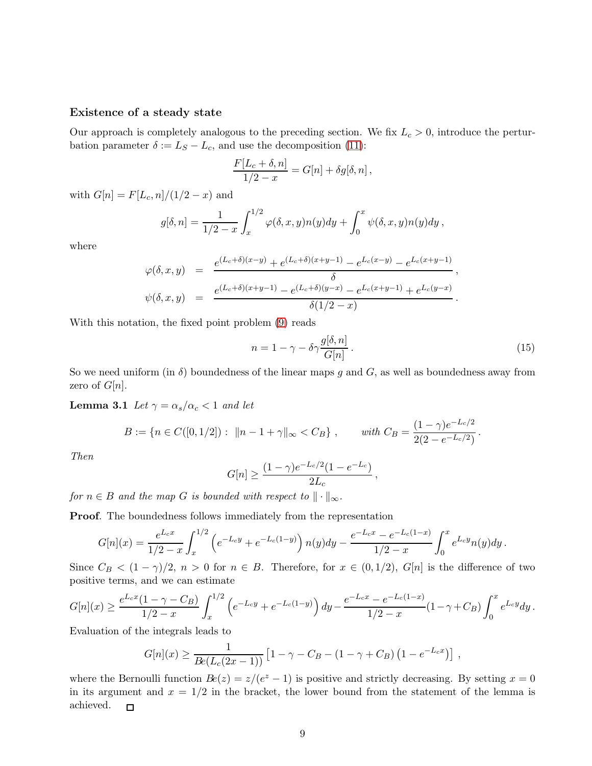### Existence of a steady state

Our approach is completely analogous to the preceding section. We fix $L_c > 0$, introduce the perturbation parameter $\delta := L_S - L_c$, and use the decomposition (11):

$$\frac{F[L_c + \delta, n]}{1/2 - x} = G[n] + \delta g[\delta, n]\,,$$

with $G[n] = F[L_c, n]/(1/2 - x)$ and

$$g[\delta, n] = \frac{1}{1/2 - x}\int_x^{1/2} \varphi(\delta, x, y) n(y) dy + \int_0^x \psi(\delta, x, y) n(y) dy\,,$$

where

$$\begin{aligned}
\varphi(\delta, x, y) &= \frac{e^{(L_c+\delta)(x-y)} + e^{(L_c+\delta)(x+y-1)} - e^{L_c(x-y)} - e^{L_c(x+y-1)}}{\delta}\,, \\
\psi(\delta, x, y) &= \frac{e^{(L_c+\delta)(x+y-1)} - e^{(L_c+\delta)(y-x)} - e^{L_c(x+y-1)} + e^{L_c(y-x)}}{\delta(1/2 - x)}\,.
\end{aligned}$$

With this notation, the fixed point problem (9) reads

$$n = 1 - \gamma - \delta\gamma \frac{g[\delta, n]}{G[n]}\,. \tag{15}$$

So we need uniform (in $\delta$) boundedness of the linear maps $g$ and $G$, as well as boundedness away from zero of $G[n]$.

**Lemma 3.1** *Let $\gamma = \alpha_s/\alpha_c < 1$ and let*

$$B := \{n \in C([0, 1/2]) : \; \|n - 1 + \gamma\|_\infty < C_B\}\,, \qquad \textit{with } C_B = \frac{(1-\gamma)e^{-L_c/2}}{2(2 - e^{-L_c/2})}\,.$$

*Then*

$$G[n] \ge \frac{(1-\gamma)e^{-L_c/2}(1 - e^{-L_c})}{2L_c}\,,$$

*for $n \in B$ and the map $G$ is bounded with respect to $\|\cdot\|_\infty$.*

**Proof**. The boundedness follows immediately from the representation

$$G[n](x) = \frac{e^{L_c x}}{1/2 - x}\int_x^{1/2}\left(e^{-L_c y} + e^{-L_c(1-y)}\right) n(y) dy - \frac{e^{-L_c x} - e^{-L_c(1-x)}}{1/2 - x}\int_0^x e^{L_c y} n(y) dy\,.$$

Since $C_B < (1-\gamma)/2$, $n > 0$ for $n \in B$. Therefore, for $x \in (0, 1/2)$, $G[n]$ is the difference of two positive terms, and we can estimate

$$G[n](x) \ge \frac{e^{L_c x}(1 - \gamma - C_B)}{1/2 - x}\int_x^{1/2}\left(e^{-L_c y} + e^{-L_c(1-y)}\right) dy - \frac{e^{-L_c x} - e^{-L_c(1-x)}}{1/2 - x}(1 - \gamma + C_B)\int_0^x e^{L_c y} dy\,.$$

Evaluation of the integrals leads to

$$G[n](x) \ge \frac{1}{B\!e(L_c(2x - 1))}\left[1 - \gamma - C_B - (1 - \gamma + C_B)\left(1 - e^{-L_c x}\right)\right]\,,$$

where the Bernoulli function $B\!e(z) = z/(e^z - 1)$ is positive and strictly decreasing. By setting $x = 0$ in its argument and $x = 1/2$ in the bracket, the lower bound from the statement of the lemma is achieved. $\square$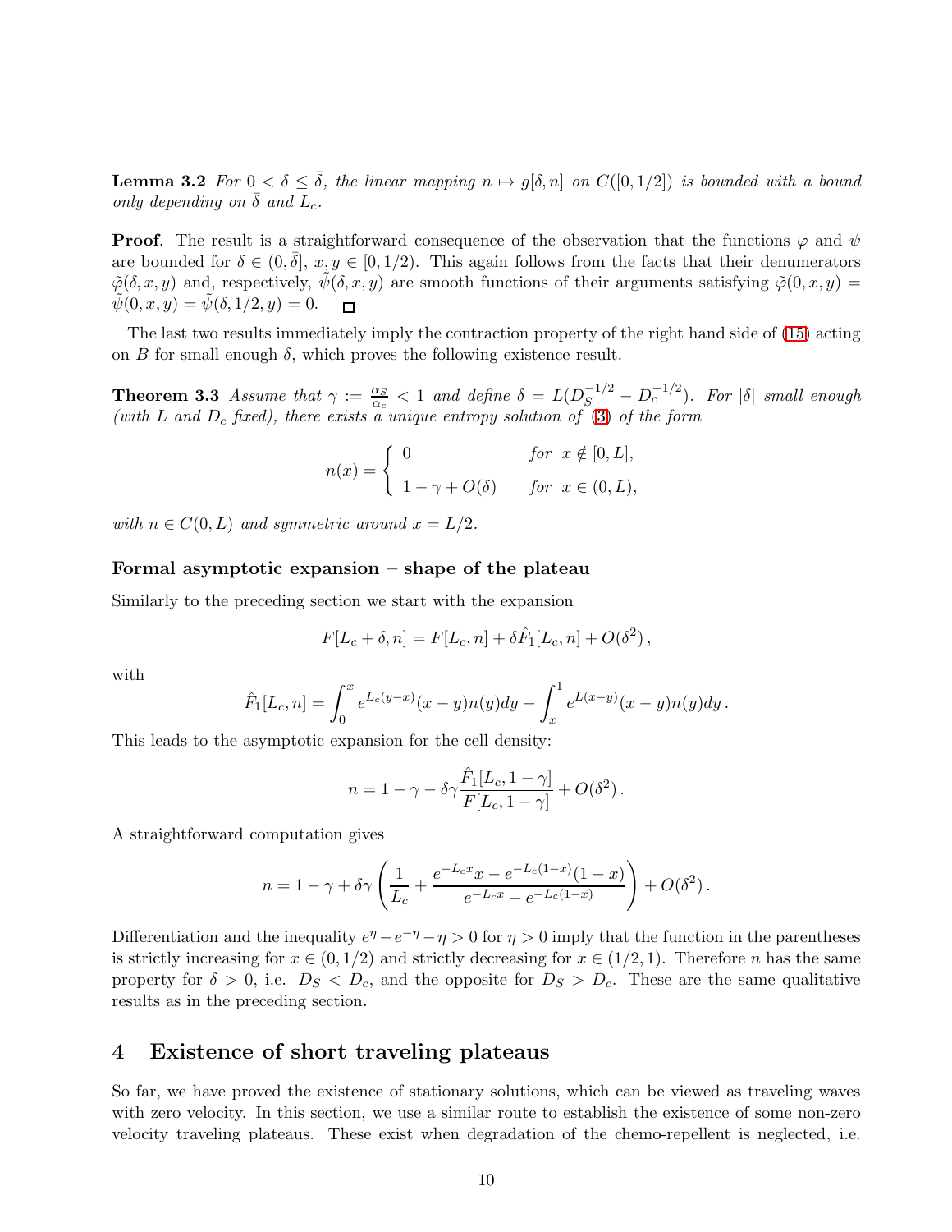**Lemma 3.2** *For $0 < \delta \leq \bar{\delta}$, the linear mapping $n \mapsto g[\delta, n]$ on $C([0,1/2])$ is bounded with a bound only depending on $\bar{\delta}$ and $L_c$.*

**Proof**. The result is a straightforward consequence of the observation that the functions $\varphi$ and $\psi$ are bounded for $\delta \in (0,\bar{\delta}]$, $x, y \in [0,1/2)$. This again follows from the facts that their denumerators $\tilde{\varphi}(\delta,x,y)$ and, respectively, $\tilde{\psi}(\delta,x,y)$ are smooth functions of their arguments satisfying $\tilde{\varphi}(0,x,y) = \tilde{\psi}(0,x,y) = \tilde{\psi}(\delta,1/2,y) = 0$. □

The last two results immediately imply the contraction property of the right hand side of (15) acting on $B$ for small enough $\delta$, which proves the following existence result.

**Theorem 3.3** *Assume that $\gamma := \frac{\alpha_S}{\alpha_c} < 1$ and define $\delta = L(D_S^{-1/2} - D_c^{-1/2})$. For $|\delta|$ small enough (with L and $D_c$ fixed), there exists a unique entropy solution of (3) of the form*

$$
n(x) = \begin{cases} 0 & \text{for } x \notin [0,L], \\ 1-\gamma+O(\delta) & \text{for } x \in (0,L), \end{cases}
$$

*with $n \in C(0,L)$ and symmetric around $x = L/2$.*

### Formal asymptotic expansion – shape of the plateau

Similarly to the preceding section we start with the expansion

$$
F[L_c+\delta, n] = F[L_c, n] + \delta \hat{F}_1[L_c, n] + O(\delta^2)\,,
$$

with

$$
\hat{F}_1[L_c, n] = \int_0^x e^{L_c(y-x)}(x-y)n(y)dy + \int_x^1 e^{L(x-y)}(x-y)n(y)dy\,.
$$

This leads to the asymptotic expansion for the cell density:

$$
n = 1-\gamma - \delta\gamma \frac{\hat{F}_1[L_c, 1-\gamma]}{F[L_c, 1-\gamma]} + O(\delta^2)\,.
$$

A straightforward computation gives

$$
n = 1-\gamma + \delta\gamma \left( \frac{1}{L_c} + \frac{e^{-L_c x}x - e^{-L_c(1-x)}(1-x)}{e^{-L_c x} - e^{-L_c(1-x)}} \right) + O(\delta^2)\,.
$$

Differentiation and the inequality $e^\eta - e^{-\eta} - \eta > 0$ for $\eta > 0$ imply that the function in the parentheses is strictly increasing for $x \in (0,1/2)$ and strictly decreasing for $x \in (1/2,1)$. Therefore $n$ has the same property for $\delta > 0$, i.e. $D_S < D_c$, and the opposite for $D_S > D_c$. These are the same qualitative results as in the preceding section.

## 4 Existence of short traveling plateaus

So far, we have proved the existence of stationary solutions, which can be viewed as traveling waves with zero velocity. In this section, we use a similar route to establish the existence of some non-zero velocity traveling plateaus. These exist when degradation of the chemo-repellent is neglected, i.e.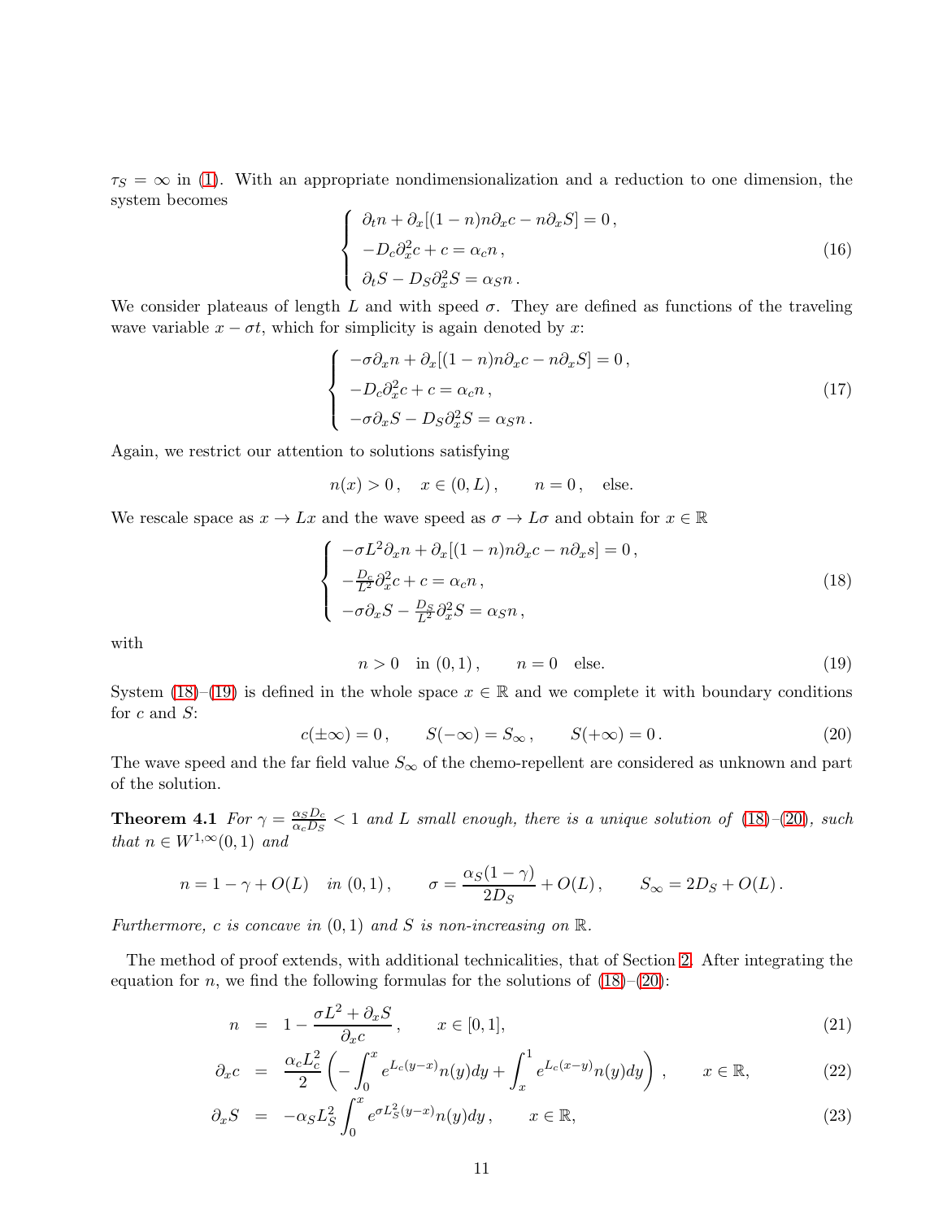$\tau_S = \infty$ in (1). With an appropriate nondimensionalization and a reduction to one dimension, the system becomes

$$
\begin{cases}
\partial_t n + \partial_x[(1-n)n\partial_x c - n\partial_x S] = 0\,, \\
-D_c\partial_x^2 c + c = \alpha_c n\,, \\
\partial_t S - D_S\partial_x^2 S = \alpha_S n\,.
\end{cases}
\tag{16}
$$

We consider plateaus of length $L$ and with speed $\sigma$. They are defined as functions of the traveling wave variable $x - \sigma t$, which for simplicity is again denoted by $x$:

$$
\begin{cases}
-\sigma\partial_x n + \partial_x[(1-n)n\partial_x c - n\partial_x S] = 0\,, \\
-D_c\partial_x^2 c + c = \alpha_c n\,, \\
-\sigma\partial_x S - D_S\partial_x^2 S = \alpha_S n\,.
\end{cases}
\tag{17}
$$

Again, we restrict our attention to solutions satisfying

$$
n(x) > 0\,, \quad x \in (0, L)\,, \qquad n = 0\,, \quad \text{else.}
$$

We rescale space as $x \to Lx$ and the wave speed as $\sigma \to L\sigma$ and obtain for $x \in \mathbb{R}$

$$
\begin{cases}
-\sigma L^2\partial_x n + \partial_x[(1-n)n\partial_x c - n\partial_x s] = 0\,, \\
-\frac{D_c}{L^2}\partial_x^2 c + c = \alpha_c n\,, \\
-\sigma\partial_x S - \frac{D_S}{L^2}\partial_x^2 S = \alpha_S n\,,
\end{cases}
\tag{18}
$$

with

$$
n > 0 \quad \text{in } (0,1)\,, \qquad n = 0 \quad \text{else.}
\tag{19}
$$

System (18)–(19) is defined in the whole space $x \in \mathbb{R}$ and we complete it with boundary conditions for $c$ and $S$:

$$
c(\pm\infty) = 0\,, \qquad S(-\infty) = S_\infty\,, \qquad S(+\infty) = 0\,.
\tag{20}
$$

The wave speed and the far field value $S_\infty$ of the chemo-repellent are considered as unknown and part of the solution.

**Theorem 4.1** *For $\gamma = \frac{\alpha_S D_c}{\alpha_c D_S} < 1$ and $L$ small enough, there is a unique solution of (18)–(20), such that $n \in W^{1,\infty}(0,1)$ and*

$$
n = 1 - \gamma + O(L) \quad \text{in } (0,1)\,, \qquad \sigma = \frac{\alpha_S(1-\gamma)}{2D_S} + O(L)\,, \qquad S_\infty = 2D_S + O(L)\,.
$$

*Furthermore, $c$ is concave in $(0,1)$ and $S$ is non-increasing on $\mathbb{R}$.*

The method of proof extends, with additional technicalities, that of Section 2. After integrating the equation for $n$, we find the following formulas for the solutions of (18)–(20):

$$
n = 1 - \frac{\sigma L^2 + \partial_x S}{\partial_x c}\,, \qquad x \in [0,1],
\tag{21}
$$

$$
\partial_x c = \frac{\alpha_c L_c^2}{2}\left(-\int_0^x e^{L_c(y-x)} n(y)dy + \int_x^1 e^{L_c(x-y)} n(y)dy\right)\,, \qquad x \in \mathbb{R},
\tag{22}
$$

$$
\partial_x S = -\alpha_S L_S^2 \int_0^x e^{\sigma L_S^2(y-x)} n(y)dy\,, \qquad x \in \mathbb{R},
\tag{23}
$$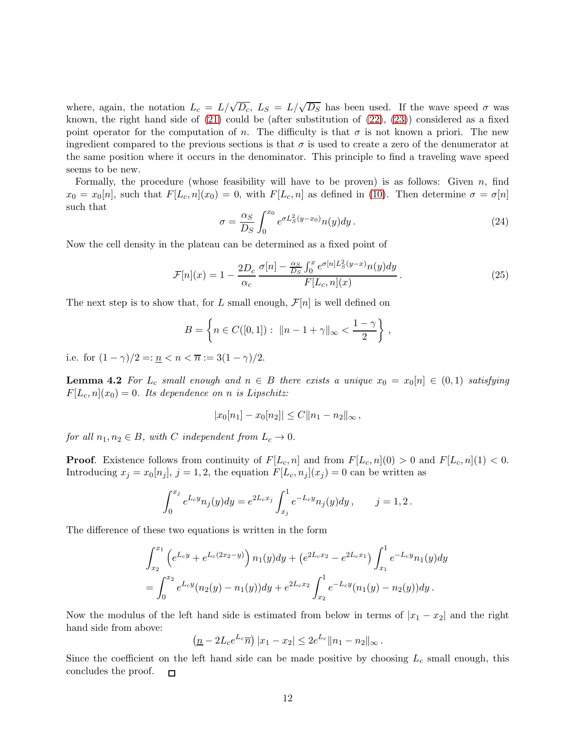where, again, the notation $L_c = L/\sqrt{D_c}$, $L_S = L/\sqrt{D_S}$ has been used. If the wave speed $\sigma$ was known, the right hand side of (21) could be (after substitution of (22), (23)) considered as a fixed point operator for the computation of $n$. The difficulty is that $\sigma$ is not known a priori. The new ingredient compared to the previous sections is that $\sigma$ is used to create a zero of the denumerator at the same position where it occurs in the denominator. This principle to find a traveling wave speed seems to be new.

Formally, the procedure (whose feasibility will have to be proven) is as follows: Given $n$, find $x_0 = x_0[n]$, such that $F[L_c, n](x_0) = 0$, with $F[L_c, n]$ as defined in (10). Then determine $\sigma = \sigma[n]$ such that

$$\sigma = \frac{\alpha_S}{D_S} \int_0^{x_0} e^{\sigma L_S^2 (y - x_0)} n(y) dy \,. \tag{24}$$

Now the cell density in the plateau can be determined as a fixed point of

$$\mathcal{F}[n](x) = 1 - \frac{2D_c}{\alpha_c} \frac{\sigma[n] - \frac{\alpha_S}{D_S} \int_0^x e^{\sigma[n] L_S^2 (y-x)} n(y) dy}{F[L_c, n](x)} \,. \tag{25}$$

The next step is to show that, for $L$ small enough, $\mathcal{F}[n]$ is well defined on

$$B = \left\{ n \in C([0,1]) : \ \|n - 1 + \gamma\|_\infty < \frac{1-\gamma}{2} \right\} ,$$

i.e. for $(1-\gamma)/2 =: \underline{n} < n < \overline{n} := 3(1-\gamma)/2$.

**Lemma 4.2** *For $L_c$ small enough and $n \in B$ there exists a unique $x_0 = x_0[n] \in (0,1)$ satisfying $F[L_c, n](x_0) = 0$. Its dependence on $n$ is Lipschitz:*

$$|x_0[n_1] - x_0[n_2]| \le C \|n_1 - n_2\|_\infty \,,$$

*for all $n_1, n_2 \in B$, with $C$ independent from $L_c \to 0$.*

**Proof**. Existence follows from continuity of $F[L_c, n]$ and from $F[L_c, n](0) > 0$ and $F[L_c, n](1) < 0$. Introducing $x_j = x_0[n_j]$, $j = 1, 2$, the equation $F[L_c, n_j](x_j) = 0$ can be written as

$$\int_0^{x_j} e^{L_c y} n_j(y) dy = e^{2L_c x_j} \int_{x_j}^1 e^{-L_c y} n_j(y) dy \,, \qquad j = 1, 2 \,.$$

The difference of these two equations is written in the form

$$\begin{aligned}
&\int_{x_2}^{x_1} \left( e^{L_c y} + e^{L_c (2x_2 - y)} \right) n_1(y) dy + \left( e^{2L_c x_2} - e^{2L_c x_1} \right) \int_{x_1}^1 e^{-L_c y} n_1(y) dy \\
&= \int_0^{x_2} e^{L_c y} (n_2(y) - n_1(y)) dy + e^{2L_c x_2} \int_{x_2}^1 e^{-L_c y} (n_1(y) - n_2(y)) dy \,.
\end{aligned}$$

Now the modulus of the left hand side is estimated from below in terms of $|x_1 - x_2|$ and the right hand side from above:

$$\left( \underline{n} - 2L_c e^{L_c} \overline{n} \right) |x_1 - x_2| \le 2e^{L_c} \|n_1 - n_2\|_\infty \,.$$

Since the coefficient on the left hand side can be made positive by choosing $L_c$ small enough, this concludes the proof. $\square$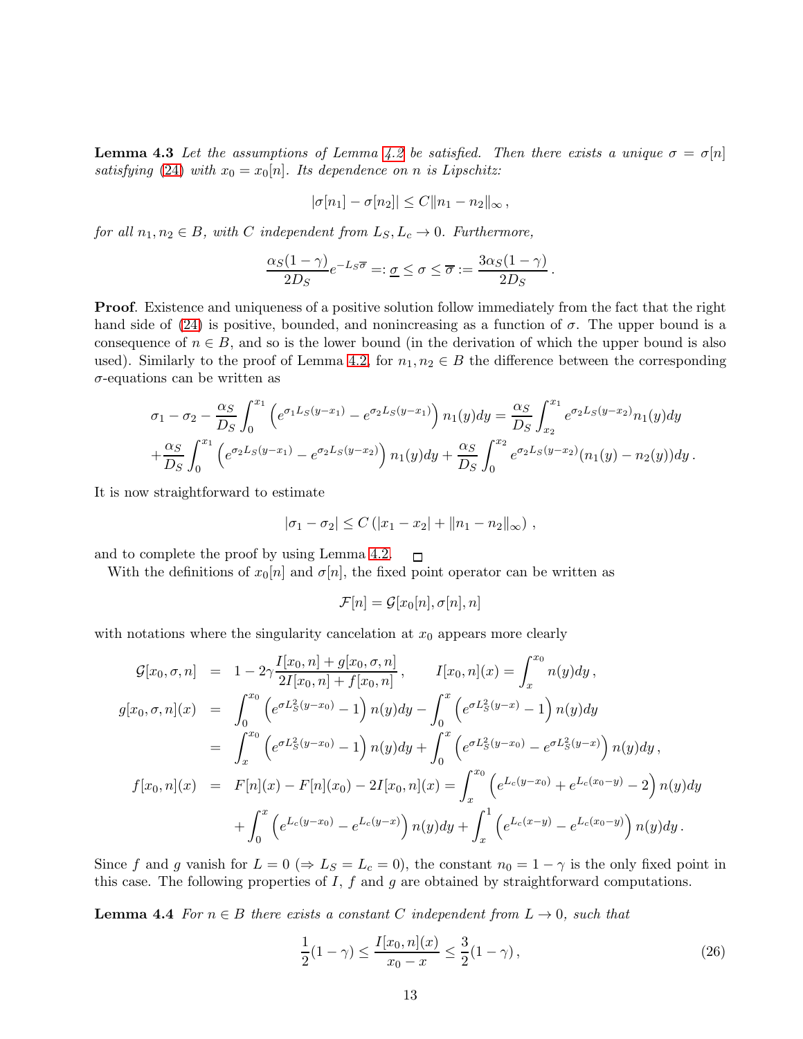**Lemma 4.3** *Let the assumptions of Lemma 4.2 be satisfied. Then there exists a unique $\sigma = \sigma[n]$ satisfying (24) with $x_0 = x_0[n]$. Its dependence on $n$ is Lipschitz:*

$$|\sigma[n_1] - \sigma[n_2]| \le C\|n_1 - n_2\|_\infty \,,$$

*for all $n_1, n_2 \in B$, with $C$ independent from $L_S, L_c \to 0$. Furthermore,*

$$\frac{\alpha_S(1-\gamma)}{2D_S} e^{-L_S\overline{\sigma}} =: \underline{\sigma} \le \sigma \le \overline{\sigma} := \frac{3\alpha_S(1-\gamma)}{2D_S} \,.$$

**Proof**. Existence and uniqueness of a positive solution follow immediately from the fact that the right hand side of (24) is positive, bounded, and nonincreasing as a function of $\sigma$. The upper bound is a consequence of $n \in B$, and so is the lower bound (in the derivation of which the upper bound is also used). Similarly to the proof of Lemma 4.2, for $n_1, n_2 \in B$ the difference between the corresponding $\sigma$-equations can be written as

$$\sigma_1 - \sigma_2 - \frac{\alpha_S}{D_S}\int_0^{x_1}\left(e^{\sigma_1 L_S(y-x_1)} - e^{\sigma_2 L_S(y-x_1)}\right) n_1(y)dy = \frac{\alpha_S}{D_S}\int_{x_2}^{x_1} e^{\sigma_2 L_S(y-x_2)} n_1(y)dy$$
$$+\frac{\alpha_S}{D_S}\int_0^{x_1}\left(e^{\sigma_2 L_S(y-x_1)} - e^{\sigma_2 L_S(y-x_2)}\right) n_1(y)dy + \frac{\alpha_S}{D_S}\int_0^{x_2} e^{\sigma_2 L_S(y-x_2)}(n_1(y) - n_2(y))dy \,.$$

It is now straightforward to estimate

$$|\sigma_1 - \sigma_2| \le C\left(|x_1 - x_2| + \|n_1 - n_2\|_\infty\right) \,,$$

and to complete the proof by using Lemma 4.2. □

With the definitions of $x_0[n]$ and $\sigma[n]$, the fixed point operator can be written as

$$\mathcal{F}[n] = \mathcal{G}[x_0[n], \sigma[n], n]$$

with notations where the singularity cancelation at $x_0$ appears more clearly

$$\begin{aligned}
\mathcal{G}[x_0, \sigma, n] &= 1 - 2\gamma\frac{I[x_0,n] + g[x_0,\sigma,n]}{2I[x_0,n] + f[x_0,n]}\,, \qquad I[x_0,n](x) = \int_x^{x_0} n(y)dy\,,\\
g[x_0,\sigma,n](x) &= \int_0^{x_0}\left(e^{\sigma L_S^2(y-x_0)} - 1\right)n(y)dy - \int_0^x\left(e^{\sigma L_S^2(y-x)} - 1\right)n(y)dy\\
&= \int_x^{x_0}\left(e^{\sigma L_S^2(y-x_0)} - 1\right)n(y)dy + \int_0^x\left(e^{\sigma L_S^2(y-x_0)} - e^{\sigma L_S^2(y-x)}\right)n(y)dy\,,\\
f[x_0,n](x) &= F[n](x) - F[n](x_0) - 2I[x_0,n](x) = \int_x^{x_0}\left(e^{L_c(y-x_0)} + e^{L_c(x_0-y)} - 2\right)n(y)dy\\
&\quad + \int_0^x\left(e^{L_c(y-x_0)} - e^{L_c(y-x)}\right)n(y)dy + \int_x^1\left(e^{L_c(x-y)} - e^{L_c(x_0-y)}\right)n(y)dy\,.
\end{aligned}$$

Since $f$ and $g$ vanish for $L = 0$ ($\Rightarrow L_S = L_c = 0$), the constant $n_0 = 1-\gamma$ is the only fixed point in this case. The following properties of $I$, $f$ and $g$ are obtained by straightforward computations.

**Lemma 4.4** *For $n \in B$ there exists a constant $C$ independent from $L \to 0$, such that*

$$\frac{1}{2}(1-\gamma) \le \frac{I[x_0,n](x)}{x_0 - x} \le \frac{3}{2}(1-\gamma)\,, \tag{26}$$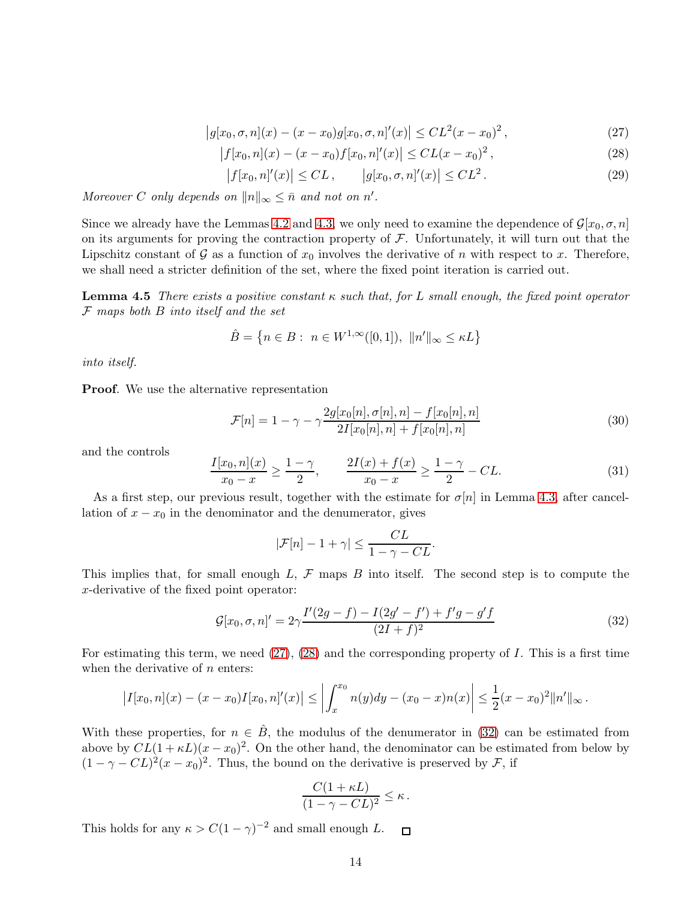$$\left|g[x_0,\sigma,n](x) - (x-x_0)g[x_0,\sigma,n]'(x)\right| \le CL^2(x-x_0)^2\,, \tag{27}$$

$$\left|f[x_0,n](x) - (x-x_0)f[x_0,n]'(x)\right| \le CL(x-x_0)^2\,, \tag{28}$$

$$\left|f[x_0,n]'(x)\right| \le CL\,, \qquad \left|g[x_0,\sigma,n]'(x)\right| \le CL^2\,. \tag{29}$$

*Moreover $C$ only depends on $\|n\|_\infty \le \bar{n}$ and not on $n'$.*

Since we already have the Lemmas 4.2 and 4.3, we only need to examine the dependence of $\mathcal{G}[x_0,\sigma,n]$ on its arguments for proving the contraction property of $\mathcal{F}$. Unfortunately, it will turn out that the Lipschitz constant of $\mathcal{G}$ as a function of $x_0$ involves the derivative of $n$ with respect to $x$. Therefore, we shall need a stricter definition of the set, where the fixed point iteration is carried out.

**Lemma 4.5** *There exists a positive constant $\kappa$ such that, for $L$ small enough, the fixed point operator $\mathcal{F}$ maps both $B$ into itself and the set*

$$\hat{B} = \left\{ n \in B:\ n \in W^{1,\infty}([0,1]),\ \|n'\|_\infty \le \kappa L \right\}$$

*into itself.*

**Proof**. We use the alternative representation

$$\mathcal{F}[n] = 1 - \gamma - \gamma\frac{2g[x_0[n],\sigma[n],n] - f[x_0[n],n]}{2I[x_0[n],n] + f[x_0[n],n]} \tag{30}$$

and the controls

$$\frac{I[x_0,n](x)}{x_0 - x} \ge \frac{1-\gamma}{2}, \qquad \frac{2I(x) + f(x)}{x_0 - x} \ge \frac{1-\gamma}{2} - CL. \tag{31}$$

As a first step, our previous result, together with the estimate for $\sigma[n]$ in Lemma 4.3, after cancellation of $x - x_0$ in the denominator and the denumerator, gives

$$|\mathcal{F}[n] - 1 + \gamma| \le \frac{CL}{1 - \gamma - CL}.$$

This implies that, for small enough $L$, $\mathcal{F}$ maps $B$ into itself. The second step is to compute the $x$-derivative of the fixed point operator:

$$\mathcal{G}[x_0,\sigma,n]' = 2\gamma\frac{I'(2g-f) - I(2g'-f') + f'g - g'f}{(2I+f)^2} \tag{32}$$

For estimating this term, we need (27), (28) and the corresponding property of $I$. This is a first time when the derivative of $n$ enters:

$$\left|I[x_0,n](x) - (x-x_0)I[x_0,n]'(x)\right| \le \left|\int_x^{x_0} n(y)dy - (x_0 - x)n(x)\right| \le \frac{1}{2}(x-x_0)^2\|n'\|_\infty\,.$$

With these properties, for $n \in \hat{B}$, the modulus of the denumerator in (32) can be estimated from above by $CL(1+\kappa L)(x-x_0)^2$. On the other hand, the denominator can be estimated from below by $(1-\gamma-CL)^2(x-x_0)^2$. Thus, the bound on the derivative is preserved by $\mathcal{F}$, if

$$\frac{C(1+\kappa L)}{(1-\gamma-CL)^2} \le \kappa\,.$$

This holds for any $\kappa > C(1-\gamma)^{-2}$ and small enough $L$. $\square$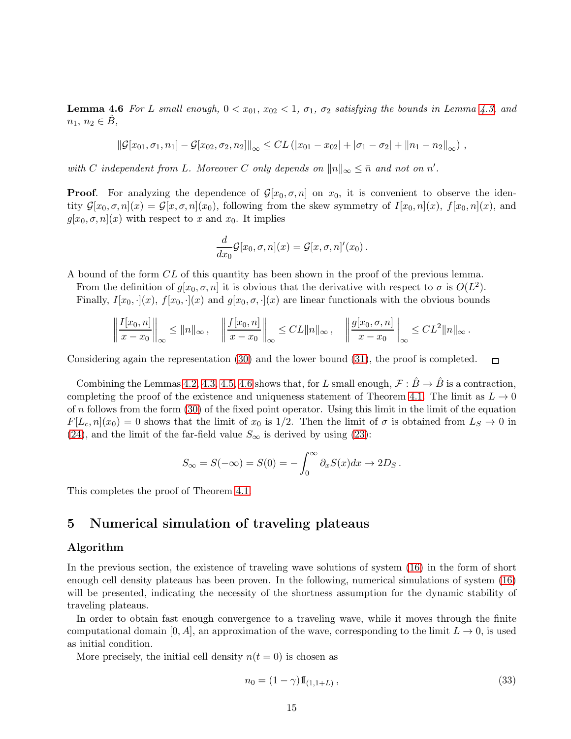**Lemma 4.6** *For $L$ small enough, $0 < x_{01}$, $x_{02} < 1$, $\sigma_1$, $\sigma_2$ satisfying the bounds in Lemma 4.3, and $n_1$, $n_2 \in \hat{B}$,*

$$\|\mathcal{G}[x_{01}, \sigma_1, n_1] - \mathcal{G}[x_{02}, \sigma_2, n_2]\|_\infty \le CL\left(|x_{01} - x_{02}| + |\sigma_1 - \sigma_2| + \|n_1 - n_2\|_\infty\right),$$

*with $C$ independent from $L$. Moreover $C$ only depends on $\|n\|_\infty \le \bar{n}$ and not on $n'$.*

**Proof**. For analyzing the dependence of $\mathcal{G}[x_0, \sigma, n]$ on $x_0$, it is convenient to observe the identity $\mathcal{G}[x_0, \sigma, n](x) = \mathcal{G}[x, \sigma, n](x_0)$, following from the skew symmetry of $I[x_0, n](x)$, $f[x_0, n](x)$, and $g[x_0, \sigma, n](x)$ with respect to $x$ and $x_0$. It implies

$$\frac{d}{dx_0}\mathcal{G}[x_0, \sigma, n](x) = \mathcal{G}[x, \sigma, n]'(x_0).$$

A bound of the form $CL$ of this quantity has been shown in the proof of the previous lemma.

From the definition of $g[x_0, \sigma, n]$ it is obvious that the derivative with respect to $\sigma$ is $O(L^2)$.

Finally, $I[x_0, \cdot](x)$, $f[x_0, \cdot](x)$ and $g[x_0, \sigma, \cdot](x)$ are linear functionals with the obvious bounds

$$\left\|\frac{I[x_0, n]}{x - x_0}\right\|_\infty \le \|n\|_\infty, \quad \left\|\frac{f[x_0, n]}{x - x_0}\right\|_\infty \le CL\|n\|_\infty, \quad \left\|\frac{g[x_0, \sigma, n]}{x - x_0}\right\|_\infty \le CL^2\|n\|_\infty.$$

Considering again the representation (30) and the lower bound (31), the proof is completed. □

Combining the Lemmas 4.2, 4.3, 4.5, 4.6 shows that, for $L$ small enough, $\mathcal{F} : \hat{B} \to \hat{B}$ is a contraction, completing the proof of the existence and uniqueness statement of Theorem 4.1. The limit as $L \to 0$ of $n$ follows from the form (30) of the fixed point operator. Using this limit in the limit of the equation $F[L_c, n](x_0) = 0$ shows that the limit of $x_0$ is $1/2$. Then the limit of $\sigma$ is obtained from $L_S \to 0$ in (24), and the limit of the far-field value $S_\infty$ is derived by using (23):

$$S_\infty = S(-\infty) = S(0) = -\int_0^\infty \partial_x S(x)dx \to 2D_S.$$

This completes the proof of Theorem 4.1.

## 5 Numerical simulation of traveling plateaus

### Algorithm

In the previous section, the existence of traveling wave solutions of system (16) in the form of short enough cell density plateaus has been proven. In the following, numerical simulations of system (16) will be presented, indicating the necessity of the shortness assumption for the dynamic stability of traveling plateaus.

In order to obtain fast enough convergence to a traveling wave, while it moves through the finite computational domain $[0, A]$, an approximation of the wave, corresponding to the limit $L \to 0$, is used as initial condition.

More precisely, the initial cell density $n(t = 0)$ is chosen as

$$n_0 = (1 - \gamma)\mathbb{1}_{(1, 1+L)}, \tag{33}$$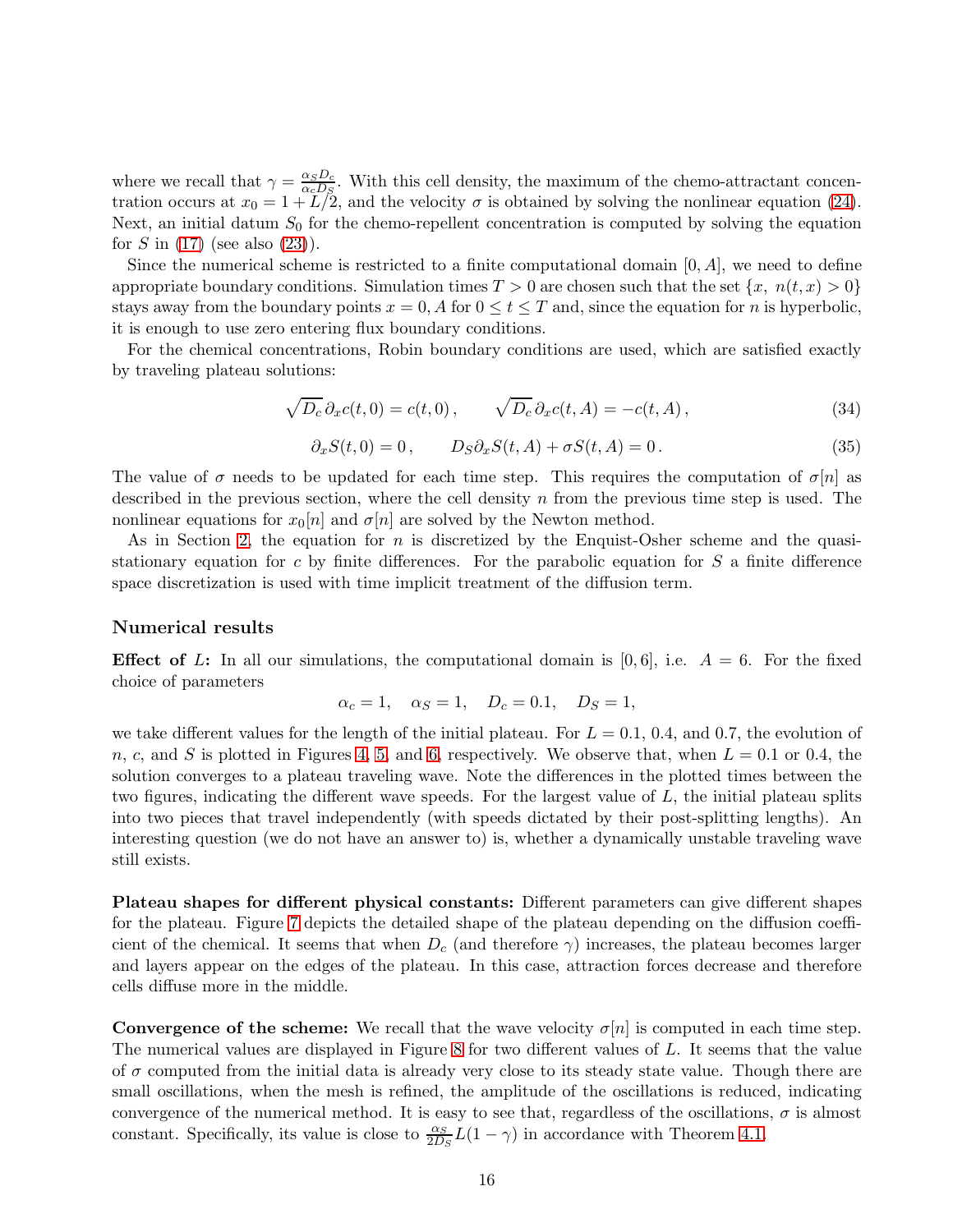where we recall that $\gamma = \frac{\alpha_S D_c}{\alpha_c D_S}$. With this cell density, the maximum of the chemo-attractant concentration occurs at $x_0 = 1 + L/2$, and the velocity $\sigma$ is obtained by solving the nonlinear equation (24). Next, an initial datum $S_0$ for the chemo-repellent concentration is computed by solving the equation for $S$ in (17) (see also (23)).

Since the numerical scheme is restricted to a finite computational domain $[0, A]$, we need to define appropriate boundary conditions. Simulation times $T > 0$ are chosen such that the set $\{x,\ n(t,x) > 0\}$ stays away from the boundary points $x = 0, A$ for $0 \le t \le T$ and, since the equation for $n$ is hyperbolic, it is enough to use zero entering flux boundary conditions.

For the chemical concentrations, Robin boundary conditions are used, which are satisfied exactly by traveling plateau solutions:

$$\sqrt{D_c}\,\partial_x c(t,0) = c(t,0)\,, \qquad \sqrt{D_c}\,\partial_x c(t,A) = -c(t,A)\,, \tag{34}$$

$$\partial_x S(t,0) = 0\,, \qquad D_S \partial_x S(t,A) + \sigma S(t,A) = 0\,. \tag{35}$$

The value of $\sigma$ needs to be updated for each time step. This requires the computation of $\sigma[n]$ as described in the previous section, where the cell density $n$ from the previous time step is used. The nonlinear equations for $x_0[n]$ and $\sigma[n]$ are solved by the Newton method.

As in Section 2, the equation for $n$ is discretized by the Enquist-Osher scheme and the quasi-stationary equation for $c$ by finite differences. For the parabolic equation for $S$ a finite difference space discretization is used with time implicit treatment of the diffusion term.

### Numerical results

**Effect of $L$:** In all our simulations, the computational domain is $[0, 6]$, i.e. $A = 6$. For the fixed choice of parameters

$$\alpha_c = 1, \quad \alpha_S = 1, \quad D_c = 0.1, \quad D_S = 1,$$

we take different values for the length of the initial plateau. For $L = 0.1$, $0.4$, and $0.7$, the evolution of $n$, $c$, and $S$ is plotted in Figures 4, 5, and 6, respectively. We observe that, when $L = 0.1$ or $0.4$, the solution converges to a plateau traveling wave. Note the differences in the plotted times between the two figures, indicating the different wave speeds. For the largest value of $L$, the initial plateau splits into two pieces that travel independently (with speeds dictated by their post-splitting lengths). An interesting question (we do not have an answer to) is, whether a dynamically unstable traveling wave still exists.

**Plateau shapes for different physical constants:** Different parameters can give different shapes for the plateau. Figure 7 depicts the detailed shape of the plateau depending on the diffusion coefficient of the chemical. It seems that when $D_c$ (and therefore $\gamma$) increases, the plateau becomes larger and layers appear on the edges of the plateau. In this case, attraction forces decrease and therefore cells diffuse more in the middle.

**Convergence of the scheme:** We recall that the wave velocity $\sigma[n]$ is computed in each time step. The numerical values are displayed in Figure 8 for two different values of $L$. It seems that the value of $\sigma$ computed from the initial data is already very close to its steady state value. Though there are small oscillations, when the mesh is refined, the amplitude of the oscillations is reduced, indicating convergence of the numerical method. It is easy to see that, regardless of the oscillations, $\sigma$ is almost constant. Specifically, its value is close to $\frac{\alpha_S}{2D_S}L(1-\gamma)$ in accordance with Theorem 4.1.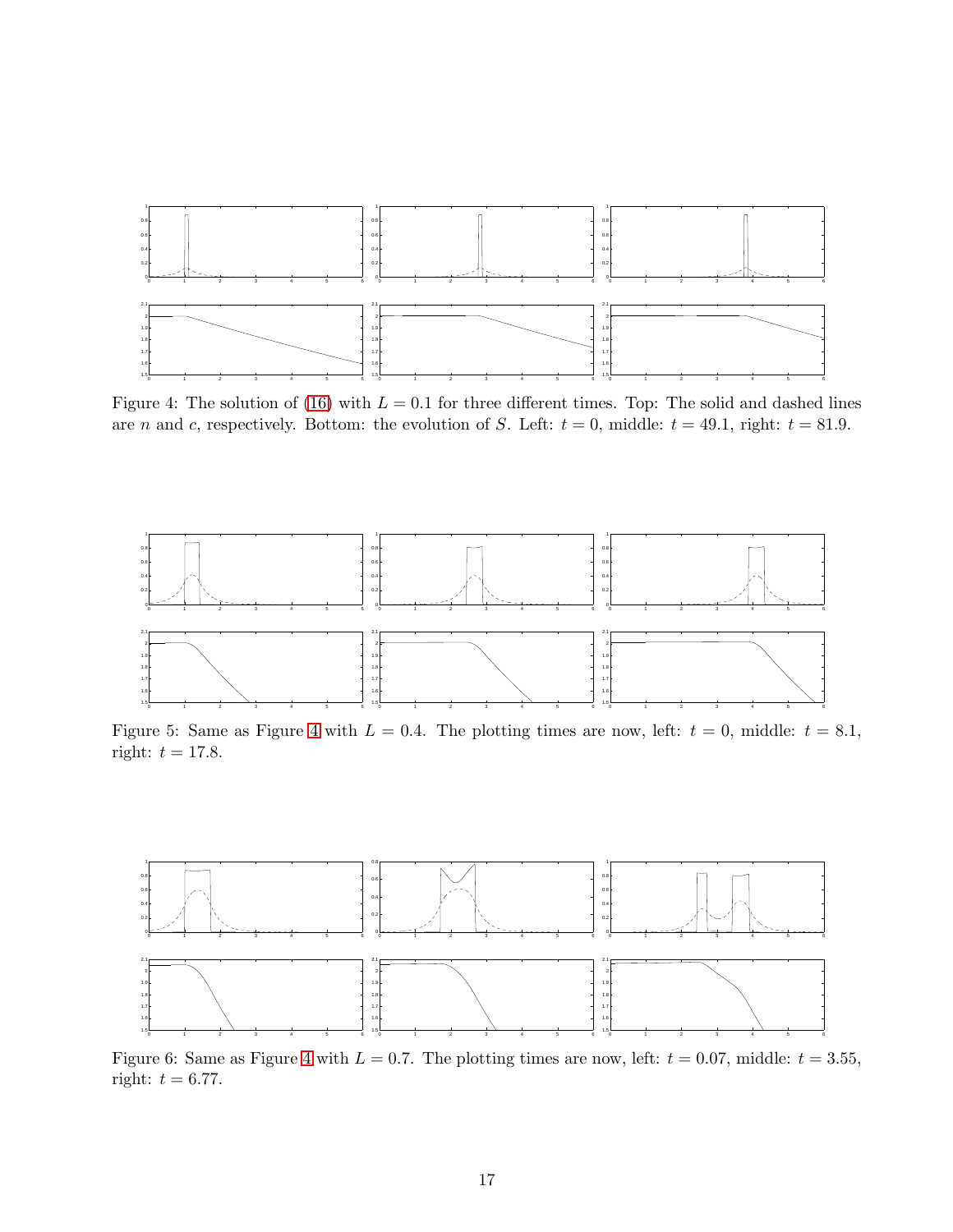Figure 4: The solution of (16) with $L = 0.1$ for three different times. Top: The solid and dashed lines are $n$ and $c$, respectively. Bottom: the evolution of $S$. Left: $t = 0$, middle: $t = 49.1$, right: $t = 81.9$.

Figure 5: Same as Figure 4 with $L = 0.4$. The plotting times are now, left: $t = 0$, middle: $t = 8.1$, right: $t = 17.8$.

Figure 6: Same as Figure 4 with $L = 0.7$. The plotting times are now, left: $t = 0.07$, middle: $t = 3.55$, right: $t = 6.77$.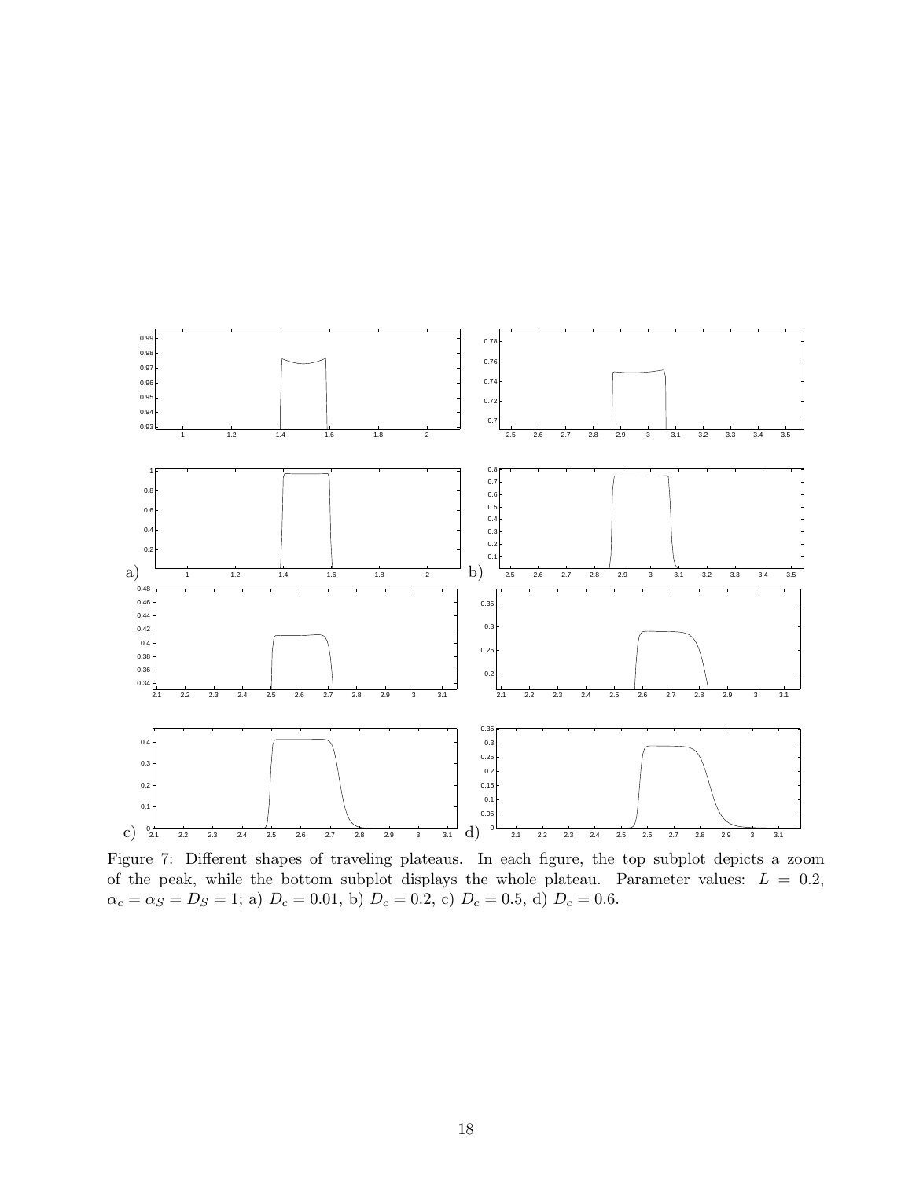Figure 7: Different shapes of traveling plateaus. In each figure, the top subplot depicts a zoom of the peak, while the bottom subplot displays the whole plateau. Parameter values: $L = 0.2$, $\alpha_c = \alpha_S = D_S = 1$; a) $D_c = 0.01$, b) $D_c = 0.2$, c) $D_c = 0.5$, d) $D_c = 0.6$.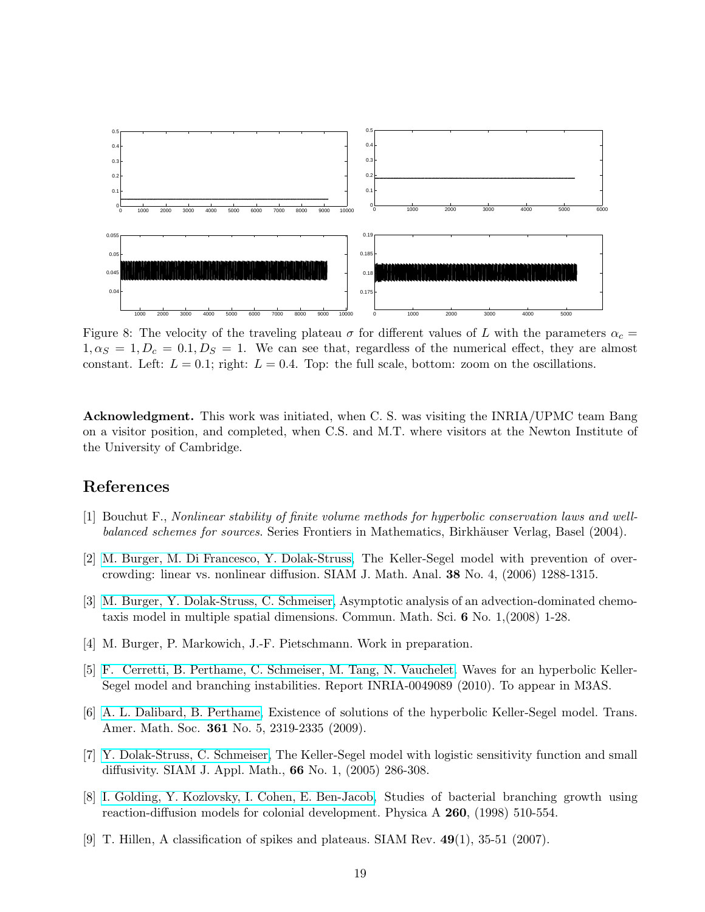Figure 8: The velocity of the traveling plateau $\sigma$ for different values of $L$ with the parameters $\alpha_c = 1, \alpha_S = 1, D_c = 0.1, D_S = 1$. We can see that, regardless of the numerical effect, they are almost constant. Left: $L = 0.1$; right: $L = 0.4$. Top: the full scale, bottom: zoom on the oscillations.

**Acknowledgment.** This work was initiated, when C. S. was visiting the INRIA/UPMC team Bang on a visitor position, and completed, when C.S. and M.T. where visitors at the Newton Institute of the University of Cambridge.

## References

[1] Bouchut F., *Nonlinear stability of finite volume methods for hyperbolic conservation laws and well-balanced schemes for sources.* Series Frontiers in Mathematics, Birkhäuser Verlag, Basel (2004).

[2] M. Burger, M. Di Francesco, Y. Dolak-Struss, The Keller-Segel model with prevention of overcrowding: linear vs. nonlinear diffusion. SIAM J. Math. Anal. **38** No. 4, (2006) 1288-1315.

[3] M. Burger, Y. Dolak-Struss, C. Schmeiser, Asymptotic analysis of an advection-dominated chemotaxis model in multiple spatial dimensions. Commun. Math. Sci. **6** No. 1,(2008) 1-28.

[4] M. Burger, P. Markowich, J.-F. Pietschmann. Work in preparation.

[5] F. Cerretti, B. Perthame, C. Schmeiser, M. Tang, N. Vauchelet. Waves for an hyperbolic Keller-Segel model and branching instabilities. Report INRIA-0049089 (2010). To appear in M3AS.

[6] A. L. Dalibard, B. Perthame. Existence of solutions of the hyperbolic Keller-Segel model. Trans. Amer. Math. Soc. **361** No. 5, 2319-2335 (2009).

[7] Y. Dolak-Struss, C. Schmeiser, The Keller-Segel model with logistic sensitivity function and small diffusivity. SIAM J. Appl. Math., **66** No. 1, (2005) 286-308.

[8] I. Golding, Y. Kozlovsky, I. Cohen, E. Ben-Jacob, Studies of bacterial branching growth using reaction-diffusion models for colonial development. Physica A **260**, (1998) 510-554.

[9] T. Hillen, A classification of spikes and plateaus. SIAM Rev. **49**(1), 35-51 (2007).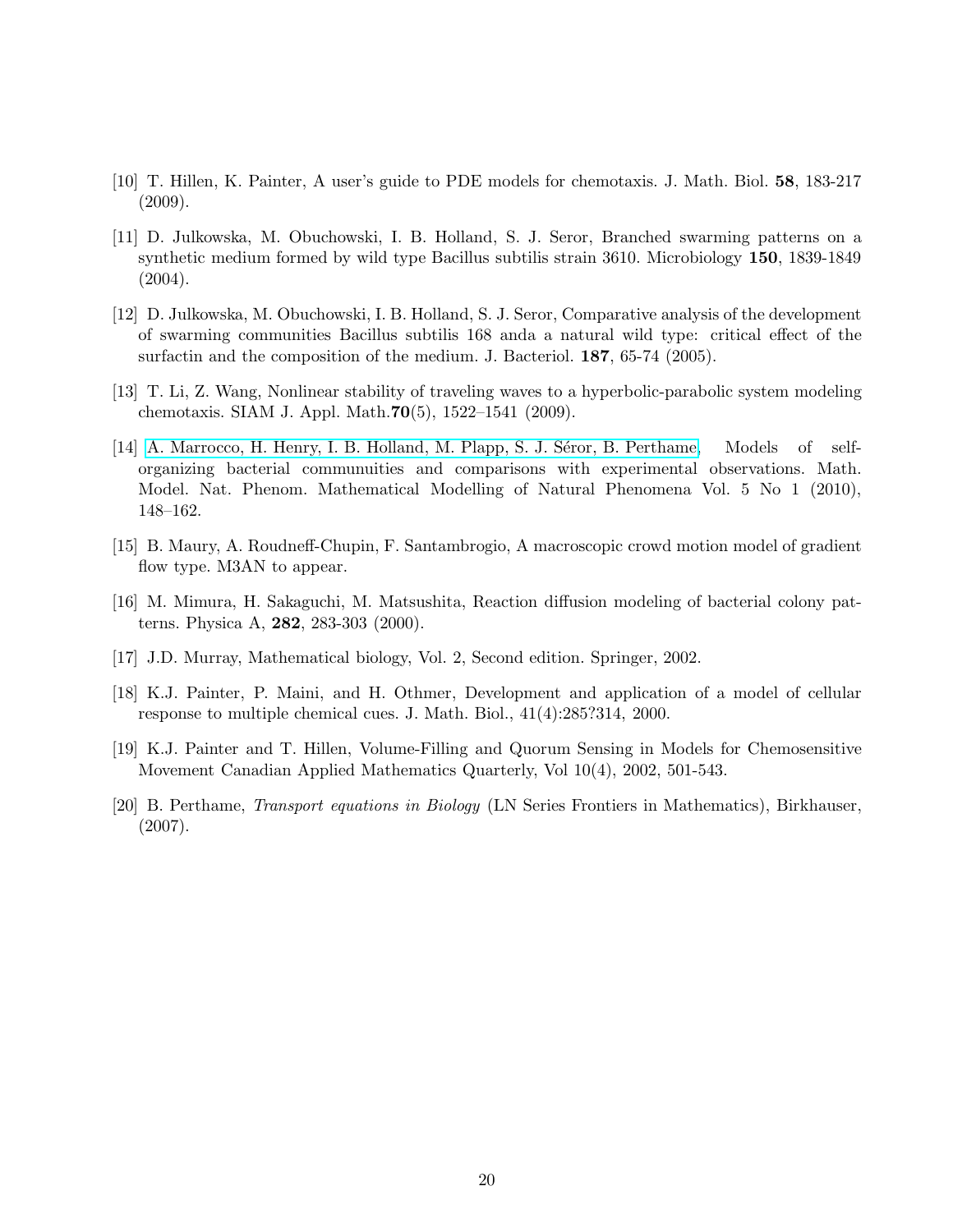[10] T. Hillen, K. Painter, A user's guide to PDE models for chemotaxis. J. Math. Biol. **58**, 183-217 (2009).

[11] D. Julkowska, M. Obuchowski, I. B. Holland, S. J. Seror, Branched swarming patterns on a synthetic medium formed by wild type Bacillus subtilis strain 3610. Microbiology **150**, 1839-1849 (2004).

[12] D. Julkowska, M. Obuchowski, I. B. Holland, S. J. Seror, Comparative analysis of the development of swarming communities Bacillus subtilis 168 anda a natural wild type: critical effect of the surfactin and the composition of the medium. J. Bacteriol. **187**, 65-74 (2005).

[13] T. Li, Z. Wang, Nonlinear stability of traveling waves to a hyperbolic-parabolic system modeling chemotaxis. SIAM J. Appl. Math.**70**(5), 1522–1541 (2009).

[14] A. Marrocco, H. Henry, I. B. Holland, M. Plapp, S. J. Séror, B. Perthame, Models of self-organizing bacterial communuities and comparisons with experimental observations. Math. Model. Nat. Phenom. Mathematical Modelling of Natural Phenomena Vol. 5 No 1 (2010), 148–162.

[15] B. Maury, A. Roudneff-Chupin, F. Santambrogio, A macroscopic crowd motion model of gradient flow type. M3AN to appear.

[16] M. Mimura, H. Sakaguchi, M. Matsushita, Reaction diffusion modeling of bacterial colony patterns. Physica A, **282**, 283-303 (2000).

[17] J.D. Murray, Mathematical biology, Vol. 2, Second edition. Springer, 2002.

[18] K.J. Painter, P. Maini, and H. Othmer, Development and application of a model of cellular response to multiple chemical cues. J. Math. Biol., 41(4):285?314, 2000.

[19] K.J. Painter and T. Hillen, Volume-Filling and Quorum Sensing in Models for Chemosensitive Movement Canadian Applied Mathematics Quarterly, Vol 10(4), 2002, 501-543.

[20] B. Perthame, *Transport equations in Biology* (LN Series Frontiers in Mathematics), Birkhauser, (2007).